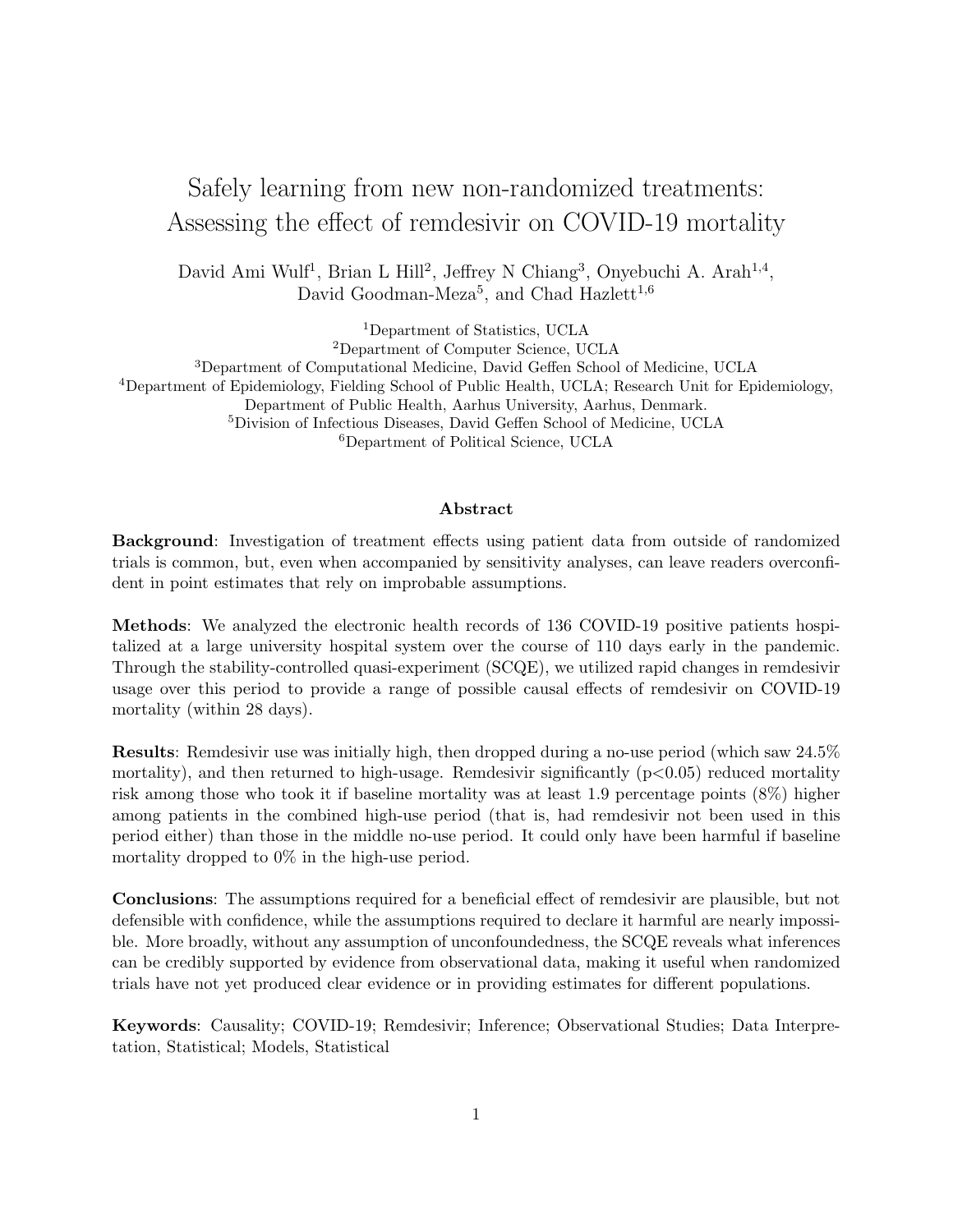# Safely learning from new non-randomized treatments: Assessing the effect of remdesivir on COVID-19 mortality

David Ami Wulf[1], Brian L Hill[2], Jeffrey N Chiang[3], Onyebuchi A. Arah[1,4], David Goodman-Meza[5], and Chad Hazlett[1,6]

[1]Department of Statistics, UCLA
[2]Department of Computer Science, UCLA
[3]Department of Computational Medicine, David Geffen School of Medicine, UCLA
[4]Department of Epidemiology, Fielding School of Public Health, UCLA; Research Unit for Epidemiology, Department of Public Health, Aarhus University, Aarhus, Denmark.
[5]Division of Infectious Diseases, David Geffen School of Medicine, UCLA
[6]Department of Political Science, UCLA

## Abstract

**Background**: Investigation of treatment effects using patient data from outside of randomized trials is common, but, even when accompanied by sensitivity analyses, can leave readers overconfident in point estimates that rely on improbable assumptions.

**Methods**: We analyzed the electronic health records of 136 COVID-19 positive patients hospitalized at a large university hospital system over the course of 110 days early in the pandemic. Through the stability-controlled quasi-experiment (SCQE), we utilized rapid changes in remdesivir usage over this period to provide a range of possible causal effects of remdesivir on COVID-19 mortality (within 28 days).

**Results**: Remdesivir use was initially high, then dropped during a no-use period (which saw 24.5% mortality), and then returned to high-usage. Remdesivir significantly ($p<0.05$) reduced mortality risk among those who took it if baseline mortality was at least 1.9 percentage points (8%) higher among patients in the combined high-use period (that is, had remdesivir not been used in this period either) than those in the middle no-use period. It could only have been harmful if baseline mortality dropped to 0% in the high-use period.

**Conclusions**: The assumptions required for a beneficial effect of remdesivir are plausible, but not defensible with confidence, while the assumptions required to declare it harmful are nearly impossible. More broadly, without any assumption of unconfoundedness, the SCQE reveals what inferences can be credibly supported by evidence from observational data, making it useful when randomized trials have not yet produced clear evidence or in providing estimates for different populations.

**Keywords**: Causality; COVID-19; Remdesivir; Inference; Observational Studies; Data Interpretation, Statistical; Models, Statistical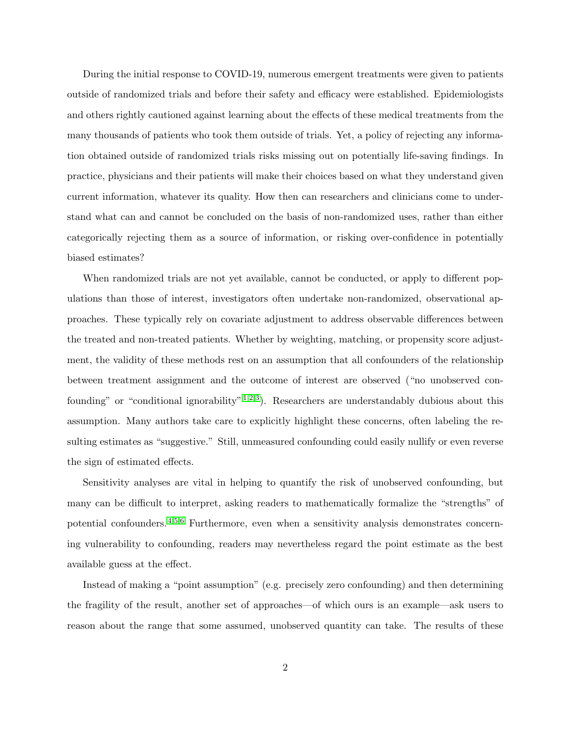During the initial response to COVID-19, numerous emergent treatments were given to patients outside of randomized trials and before their safety and efficacy were established. Epidemiologists and others rightly cautioned against learning about the effects of these medical treatments from the many thousands of patients who took them outside of trials. Yet, a policy of rejecting any information obtained outside of randomized trials risks missing out on potentially life-saving findings. In practice, physicians and their patients will make their choices based on what they understand given current information, whatever its quality. How then can researchers and clinicians come to understand what can and cannot be concluded on the basis of non-randomized uses, rather than either categorically rejecting them as a source of information, or risking over-confidence in potentially biased estimates?

When randomized trials are not yet available, cannot be conducted, or apply to different populations than those of interest, investigators often undertake non-randomized, observational approaches. These typically rely on covariate adjustment to address observable differences between the treated and non-treated patients. Whether by weighting, matching, or propensity score adjustment, the validity of these methods rest on an assumption that all confounders of the relationship between treatment assignment and the outcome of interest are observed ("no unobserved confounding" or "conditional ignorability"[1,2,3]). Researchers are understandably dubious about this assumption. Many authors take care to explicitly highlight these concerns, often labeling the resulting estimates as "suggestive." Still, unmeasured confounding could easily nullify or even reverse the sign of estimated effects.

Sensitivity analyses are vital in helping to quantify the risk of unobserved confounding, but many can be difficult to interpret, asking readers to mathematically formalize the "strengths" of potential confounders.[4,5,6] Furthermore, even when a sensitivity analysis demonstrates concerning vulnerability to confounding, readers may nevertheless regard the point estimate as the best available guess at the effect.

Instead of making a "point assumption" (e.g. precisely zero confounding) and then determining the fragility of the result, another set of approaches—of which ours is an example—ask users to reason about the range that some assumed, unobserved quantity can take. The results of these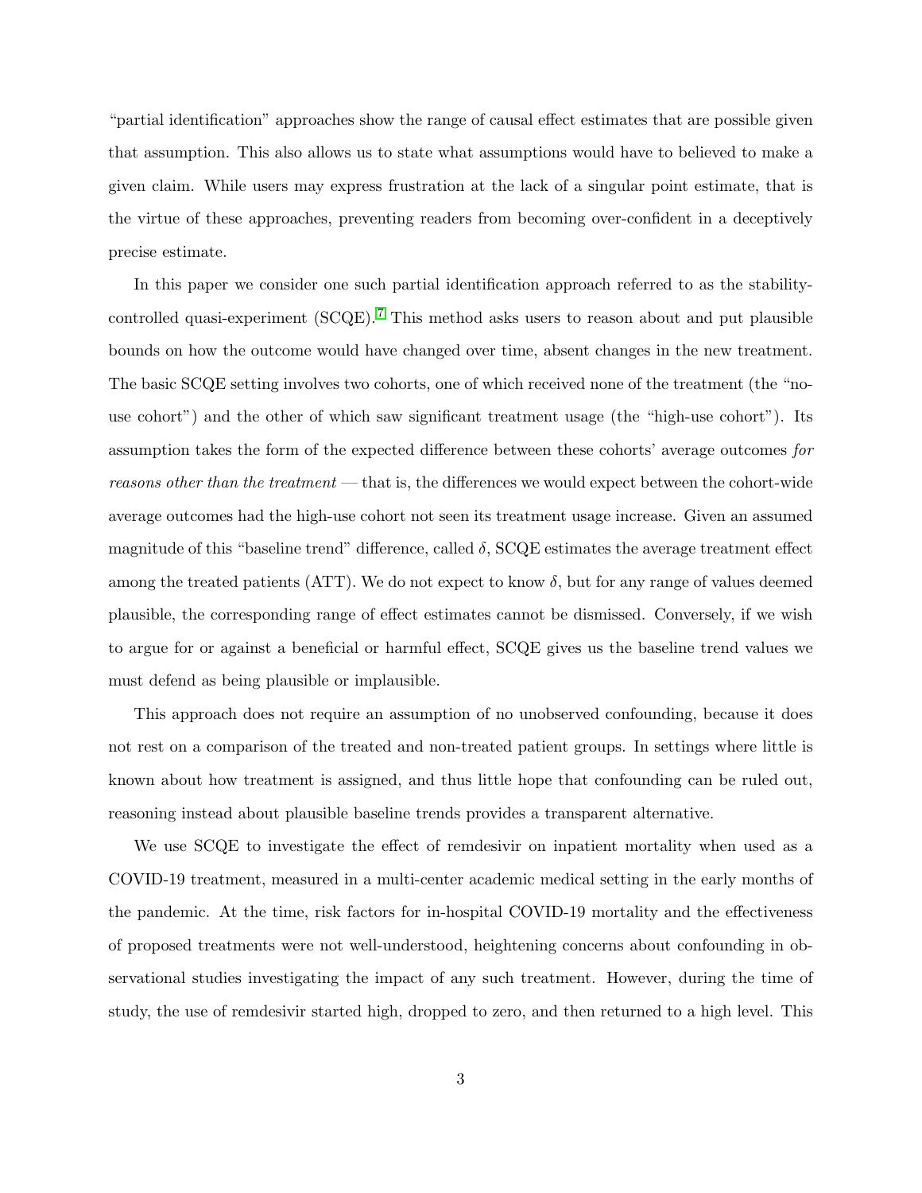"partial identification" approaches show the range of causal effect estimates that are possible given that assumption. This also allows us to state what assumptions would have to believed to make a given claim. While users may express frustration at the lack of a singular point estimate, that is the virtue of these approaches, preventing readers from becoming over-confident in a deceptively precise estimate.

In this paper we consider one such partial identification approach referred to as the stability-controlled quasi-experiment (SCQE).[7] This method asks users to reason about and put plausible bounds on how the outcome would have changed over time, absent changes in the new treatment. The basic SCQE setting involves two cohorts, one of which received none of the treatment (the "no-use cohort") and the other of which saw significant treatment usage (the "high-use cohort"). Its assumption takes the form of the expected difference between these cohorts' average outcomes *for reasons other than the treatment* — that is, the differences we would expect between the cohort-wide average outcomes had the high-use cohort not seen its treatment usage increase. Given an assumed magnitude of this "baseline trend" difference, called $\delta$, SCQE estimates the average treatment effect among the treated patients (ATT). We do not expect to know $\delta$, but for any range of values deemed plausible, the corresponding range of effect estimates cannot be dismissed. Conversely, if we wish to argue for or against a beneficial or harmful effect, SCQE gives us the baseline trend values we must defend as being plausible or implausible.

This approach does not require an assumption of no unobserved confounding, because it does not rest on a comparison of the treated and non-treated patient groups. In settings where little is known about how treatment is assigned, and thus little hope that confounding can be ruled out, reasoning instead about plausible baseline trends provides a transparent alternative.

We use SCQE to investigate the effect of remdesivir on inpatient mortality when used as a COVID-19 treatment, measured in a multi-center academic medical setting in the early months of the pandemic. At the time, risk factors for in-hospital COVID-19 mortality and the effectiveness of proposed treatments were not well-understood, heightening concerns about confounding in observational studies investigating the impact of any such treatment. However, during the time of study, the use of remdesivir started high, dropped to zero, and then returned to a high level. This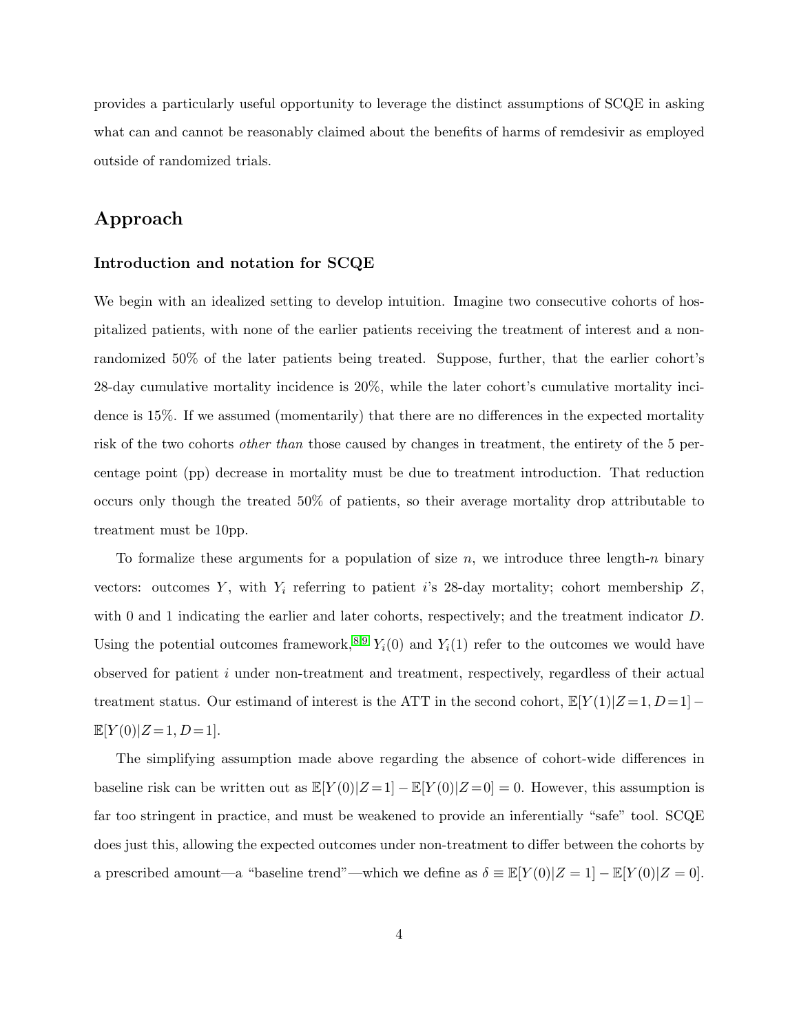provides a particularly useful opportunity to leverage the distinct assumptions of SCQE in asking what can and cannot be reasonably claimed about the benefits of harms of remdesivir as employed outside of randomized trials.

## Approach

### Introduction and notation for SCQE

We begin with an idealized setting to develop intuition. Imagine two consecutive cohorts of hospitalized patients, with none of the earlier patients receiving the treatment of interest and a non-randomized 50% of the later patients being treated. Suppose, further, that the earlier cohort's 28-day cumulative mortality incidence is 20%, while the later cohort's cumulative mortality incidence is 15%. If we assumed (momentarily) that there are no differences in the expected mortality risk of the two cohorts *other than* those caused by changes in treatment, the entirety of the 5 percentage point (pp) decrease in mortality must be due to treatment introduction. That reduction occurs only though the treated 50% of patients, so their average mortality drop attributable to treatment must be 10pp.

To formalize these arguments for a population of size $n$, we introduce three length-$n$ binary vectors: outcomes $Y$, with $Y_i$ referring to patient $i$'s 28-day mortality; cohort membership $Z$, with 0 and 1 indicating the earlier and later cohorts, respectively; and the treatment indicator $D$. Using the potential outcomes framework,[8,9] $Y_i(0)$ and $Y_i(1)$ refer to the outcomes we would have observed for patient $i$ under non-treatment and treatment, respectively, regardless of their actual treatment status. Our estimand of interest is the ATT in the second cohort, $\mathbb{E}[Y(1)|Z=1, D=1] - \mathbb{E}[Y(0)|Z=1, D=1]$.

The simplifying assumption made above regarding the absence of cohort-wide differences in baseline risk can be written out as $\mathbb{E}[Y(0)|Z=1] - \mathbb{E}[Y(0)|Z=0] = 0$. However, this assumption is far too stringent in practice, and must be weakened to provide an inferentially "safe" tool. SCQE does just this, allowing the expected outcomes under non-treatment to differ between the cohorts by a prescribed amount—a "baseline trend"—which we define as $\delta \equiv \mathbb{E}[Y(0)|Z=1] - \mathbb{E}[Y(0)|Z=0]$.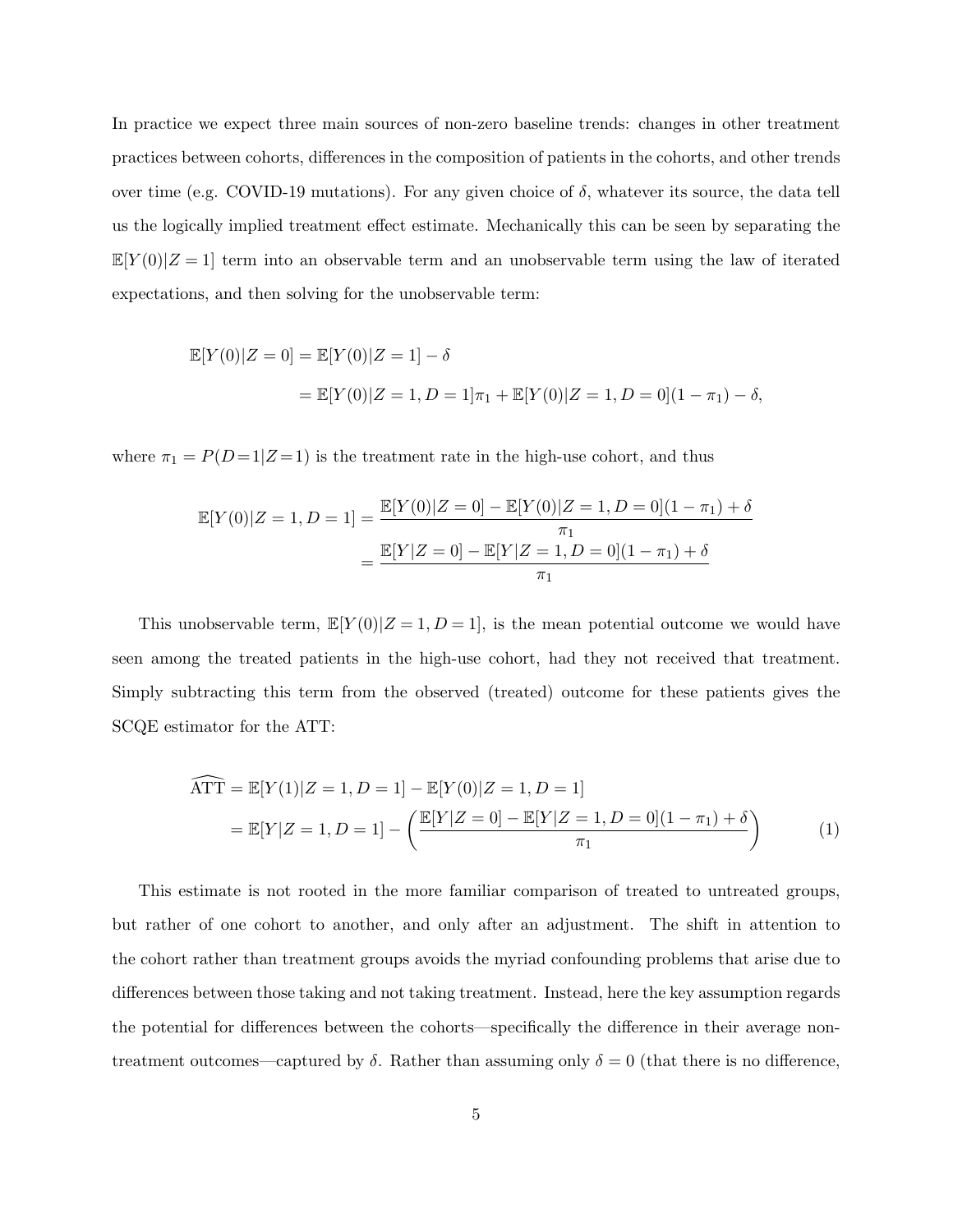In practice we expect three main sources of non-zero baseline trends: changes in other treatment practices between cohorts, differences in the composition of patients in the cohorts, and other trends over time (e.g. COVID-19 mutations). For any given choice of $\delta$, whatever its source, the data tell us the logically implied treatment effect estimate. Mechanically this can be seen by separating the $\mathbb{E}[Y(0)|Z=1]$ term into an observable term and an unobservable term using the law of iterated expectations, and then solving for the unobservable term:

$$
\begin{aligned}
\mathbb{E}[Y(0)|Z=0] &= \mathbb{E}[Y(0)|Z=1] - \delta \\
&= \mathbb{E}[Y(0)|Z=1, D=1]\pi_1 + \mathbb{E}[Y(0)|Z=1, D=0](1-\pi_1) - \delta,
\end{aligned}
$$

where $\pi_1 = P(D=1|Z=1)$ is the treatment rate in the high-use cohort, and thus

$$
\begin{aligned}
\mathbb{E}[Y(0)|Z=1, D=1] &= \frac{\mathbb{E}[Y(0)|Z=0] - \mathbb{E}[Y(0)|Z=1, D=0](1-\pi_1) + \delta}{\pi_1} \\
&= \frac{\mathbb{E}[Y|Z=0] - \mathbb{E}[Y|Z=1, D=0](1-\pi_1) + \delta}{\pi_1}
\end{aligned}
$$

This unobservable term, $\mathbb{E}[Y(0)|Z=1, D=1]$, is the mean potential outcome we would have seen among the treated patients in the high-use cohort, had they not received that treatment. Simply subtracting this term from the observed (treated) outcome for these patients gives the SCQE estimator for the ATT:

$$
\begin{aligned}
\widehat{\text{ATT}} &= \mathbb{E}[Y(1)|Z=1, D=1] - \mathbb{E}[Y(0)|Z=1, D=1] \\
&= \mathbb{E}[Y|Z=1, D=1] - \left(\frac{\mathbb{E}[Y|Z=0] - \mathbb{E}[Y|Z=1, D=0](1-\pi_1) + \delta}{\pi_1}\right) \qquad (1)
\end{aligned}
$$

This estimate is not rooted in the more familiar comparison of treated to untreated groups, but rather of one cohort to another, and only after an adjustment. The shift in attention to the cohort rather than treatment groups avoids the myriad confounding problems that arise due to differences between those taking and not taking treatment. Instead, here the key assumption regards the potential for differences between the cohorts—specifically the difference in their average non-treatment outcomes—captured by $\delta$. Rather than assuming only $\delta = 0$ (that there is no difference,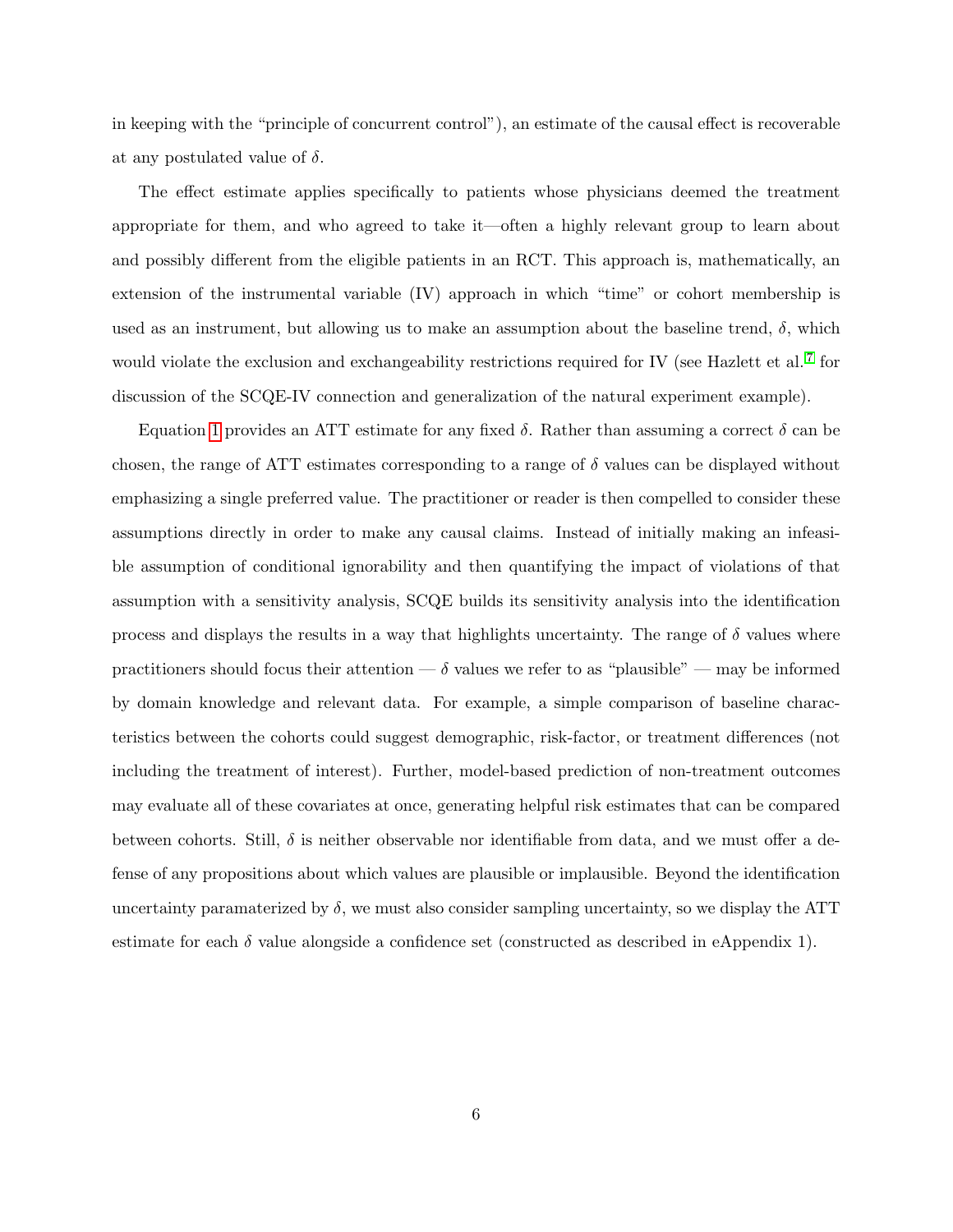in keeping with the "principle of concurrent control"), an estimate of the causal effect is recoverable at any postulated value of $\delta$.

The effect estimate applies specifically to patients whose physicians deemed the treatment appropriate for them, and who agreed to take it—often a highly relevant group to learn about and possibly different from the eligible patients in an RCT. This approach is, mathematically, an extension of the instrumental variable (IV) approach in which "time" or cohort membership is used as an instrument, but allowing us to make an assumption about the baseline trend, $\delta$, which would violate the exclusion and exchangeability restrictions required for IV (see Hazlett et al.[7] for discussion of the SCQE-IV connection and generalization of the natural experiment example).

Equation 1 provides an ATT estimate for any fixed $\delta$. Rather than assuming a correct $\delta$ can be chosen, the range of ATT estimates corresponding to a range of $\delta$ values can be displayed without emphasizing a single preferred value. The practitioner or reader is then compelled to consider these assumptions directly in order to make any causal claims. Instead of initially making an infeasible assumption of conditional ignorability and then quantifying the impact of violations of that assumption with a sensitivity analysis, SCQE builds its sensitivity analysis into the identification process and displays the results in a way that highlights uncertainty. The range of $\delta$ values where practitioners should focus their attention — $\delta$ values we refer to as "plausible" — may be informed by domain knowledge and relevant data. For example, a simple comparison of baseline characteristics between the cohorts could suggest demographic, risk-factor, or treatment differences (not including the treatment of interest). Further, model-based prediction of non-treatment outcomes may evaluate all of these covariates at once, generating helpful risk estimates that can be compared between cohorts. Still, $\delta$ is neither observable nor identifiable from data, and we must offer a defense of any propositions about which values are plausible or implausible. Beyond the identification uncertainty paramaterized by $\delta$, we must also consider sampling uncertainty, so we display the ATT estimate for each $\delta$ value alongside a confidence set (constructed as described in eAppendix 1).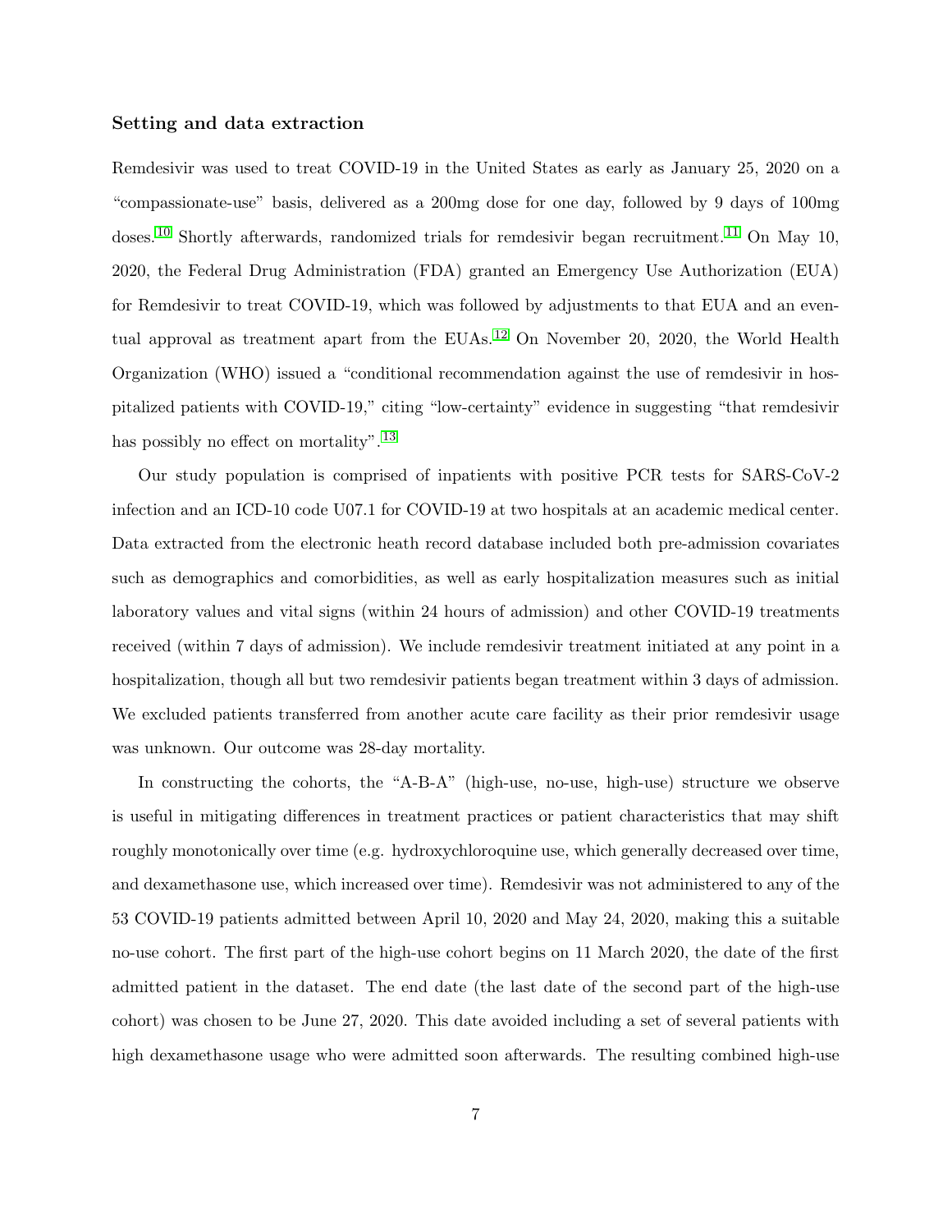### Setting and data extraction

Remdesivir was used to treat COVID-19 in the United States as early as January 25, 2020 on a "compassionate-use" basis, delivered as a 200mg dose for one day, followed by 9 days of 100mg doses.[10] Shortly afterwards, randomized trials for remdesivir began recruitment.[11] On May 10, 2020, the Federal Drug Administration (FDA) granted an Emergency Use Authorization (EUA) for Remdesivir to treat COVID-19, which was followed by adjustments to that EUA and an eventual approval as treatment apart from the EUAs.[12] On November 20, 2020, the World Health Organization (WHO) issued a "conditional recommendation against the use of remdesivir in hospitalized patients with COVID-19," citing "low-certainty" evidence in suggesting "that remdesivir has possibly no effect on mortality".[13]

Our study population is comprised of inpatients with positive PCR tests for SARS-CoV-2 infection and an ICD-10 code U07.1 for COVID-19 at two hospitals at an academic medical center. Data extracted from the electronic heath record database included both pre-admission covariates such as demographics and comorbidities, as well as early hospitalization measures such as initial laboratory values and vital signs (within 24 hours of admission) and other COVID-19 treatments received (within 7 days of admission). We include remdesivir treatment initiated at any point in a hospitalization, though all but two remdesivir patients began treatment within 3 days of admission. We excluded patients transferred from another acute care facility as their prior remdesivir usage was unknown. Our outcome was 28-day mortality.

In constructing the cohorts, the "A-B-A" (high-use, no-use, high-use) structure we observe is useful in mitigating differences in treatment practices or patient characteristics that may shift roughly monotonically over time (e.g. hydroxychloroquine use, which generally decreased over time, and dexamethasone use, which increased over time). Remdesivir was not administered to any of the 53 COVID-19 patients admitted between April 10, 2020 and May 24, 2020, making this a suitable no-use cohort. The first part of the high-use cohort begins on 11 March 2020, the date of the first admitted patient in the dataset. The end date (the last date of the second part of the high-use cohort) was chosen to be June 27, 2020. This date avoided including a set of several patients with high dexamethasone usage who were admitted soon afterwards. The resulting combined high-use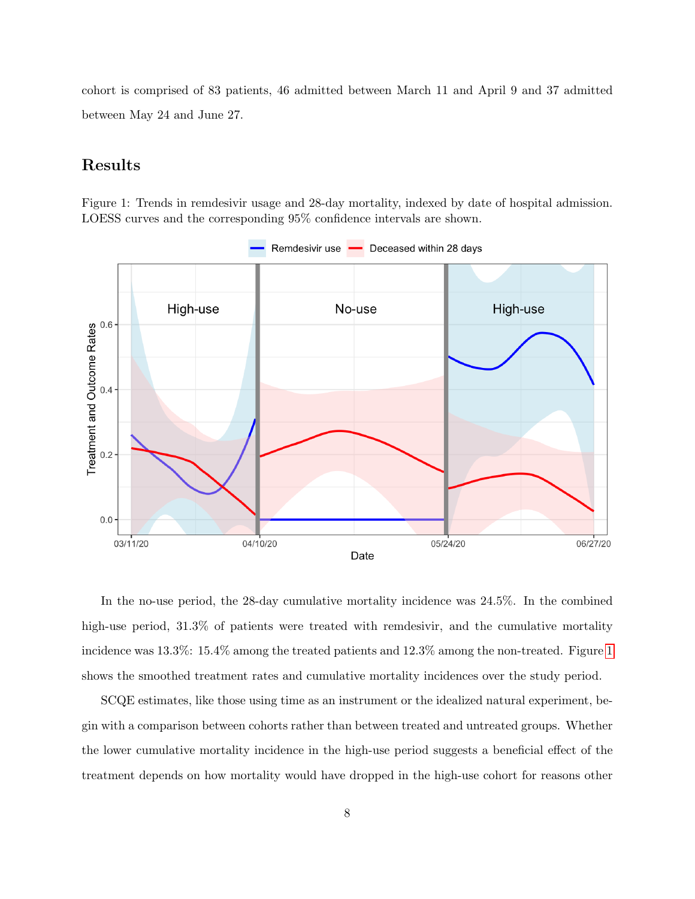cohort is comprised of 83 patients, 46 admitted between March 11 and April 9 and 37 admitted between May 24 and June 27.

## Results

Figure 1: Trends in remdesivir usage and 28-day mortality, indexed by date of hospital admission. LOESS curves and the corresponding 95% confidence intervals are shown.

In the no-use period, the 28-day cumulative mortality incidence was 24.5%. In the combined high-use period, 31.3% of patients were treated with remdesivir, and the cumulative mortality incidence was 13.3%: 15.4% among the treated patients and 12.3% among the non-treated. Figure 1 shows the smoothed treatment rates and cumulative mortality incidences over the study period.

SCQE estimates, like those using time as an instrument or the idealized natural experiment, begin with a comparison between cohorts rather than between treated and untreated groups. Whether the lower cumulative mortality incidence in the high-use period suggests a beneficial effect of the treatment depends on how mortality would have dropped in the high-use cohort for reasons other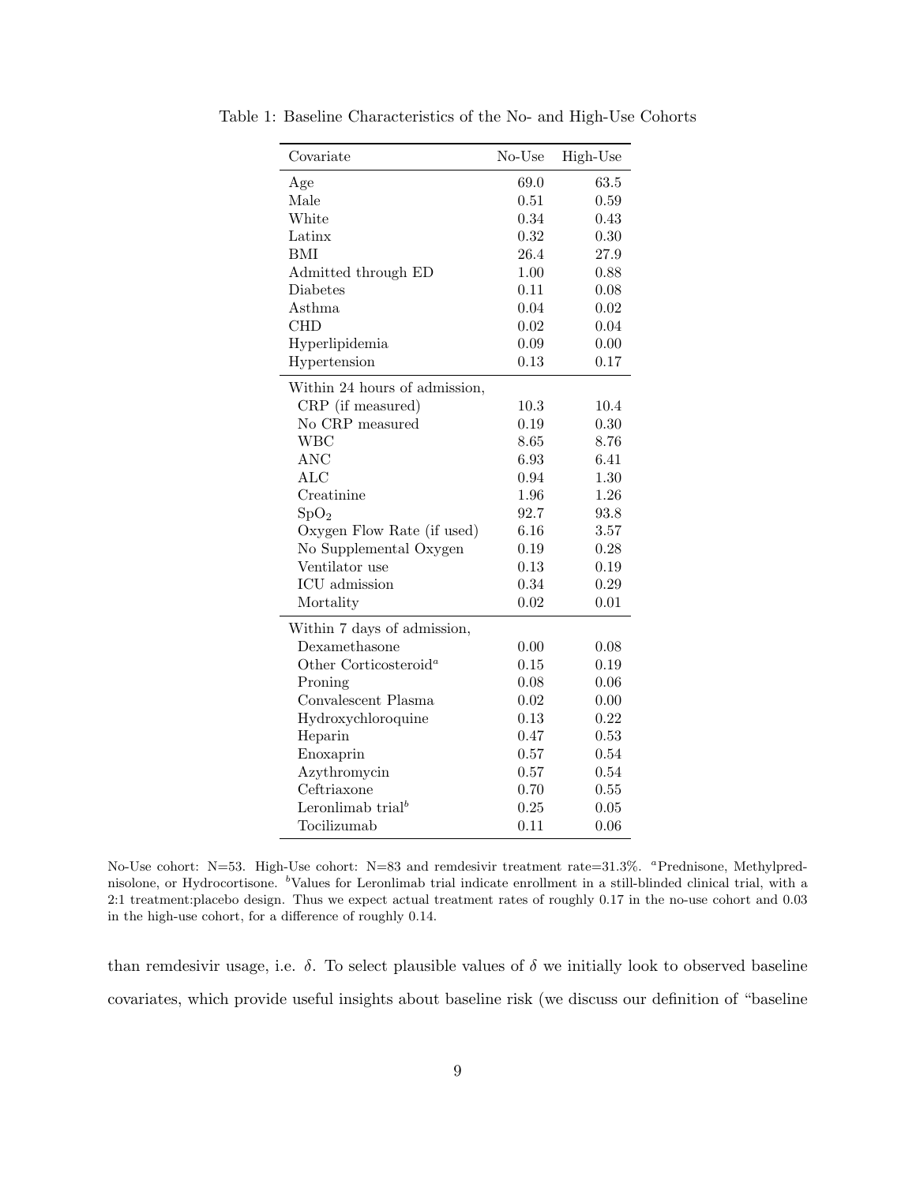Table 1: Baseline Characteristics of the No- and High-Use Cohorts

| Covariate | No-Use | High-Use |
|---|---|---|
| Age | 69.0 | 63.5 |
| Male | 0.51 | 0.59 |
| White | 0.34 | 0.43 |
| Latinx | 0.32 | 0.30 |
| BMI | 26.4 | 27.9 |
| Admitted through ED | 1.00 | 0.88 |
| Diabetes | 0.11 | 0.08 |
| Asthma | 0.04 | 0.02 |
| CHD | 0.02 | 0.04 |
| Hyperlipidemia | 0.09 | 0.00 |
| Hypertension | 0.13 | 0.17 |
| Within 24 hours of admission, | | |
| CRP (if measured) | 10.3 | 10.4 |
| No CRP measured | 0.19 | 0.30 |
| WBC | 8.65 | 8.76 |
| ANC | 6.93 | 6.41 |
| ALC | 0.94 | 1.30 |
| Creatinine | 1.96 | 1.26 |
| $SpO_2$ | 92.7 | 93.8 |
| Oxygen Flow Rate (if used) | 6.16 | 3.57 |
| No Supplemental Oxygen | 0.19 | 0.28 |
| Ventilator use | 0.13 | 0.19 |
| ICU admission | 0.34 | 0.29 |
| Mortality | 0.02 | 0.01 |
| Within 7 days of admission, | | |
| Dexamethasone | 0.00 | 0.08 |
| Other Corticosteroid[a] | 0.15 | 0.19 |
| Proning | 0.08 | 0.06 |
| Convalescent Plasma | 0.02 | 0.00 |
| Hydroxychloroquine | 0.13 | 0.22 |
| Heparin | 0.47 | 0.53 |
| Enoxaprin | 0.57 | 0.54 |
| Azythromycin | 0.57 | 0.54 |
| Ceftriaxone | 0.70 | 0.55 |
| Leronlimab trial[b] | 0.25 | 0.05 |
| Tocilizumab | 0.11 | 0.06 |

No-Use cohort: N=53. High-Use cohort: N=83 and remdesivir treatment rate=31.3%. [a]Prednisone, Methylprednisolone, or Hydrocortisone. [b]Values for Leronlimab trial indicate enrollment in a still-blinded clinical trial, with a 2:1 treatment:placebo design. Thus we expect actual treatment rates of roughly 0.17 in the no-use cohort and 0.03 in the high-use cohort, for a difference of roughly 0.14.

than remdesivir usage, i.e. $\delta$. To select plausible values of $\delta$ we initially look to observed baseline covariates, which provide useful insights about baseline risk (we discuss our definition of "baseline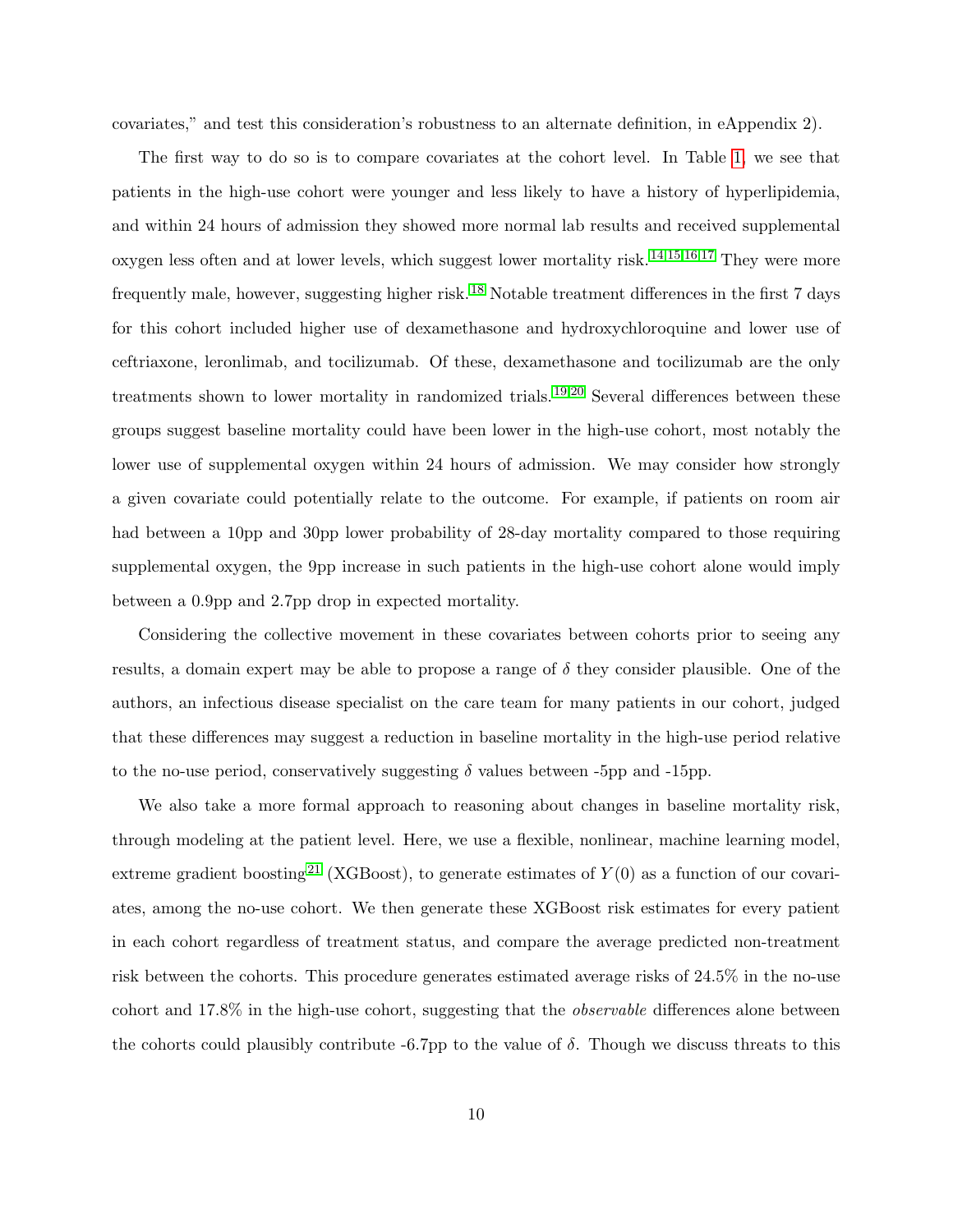covariates," and test this consideration's robustness to an alternate definition, in eAppendix 2).

The first way to do so is to compare covariates at the cohort level. In Table 1, we see that patients in the high-use cohort were younger and less likely to have a history of hyperlipidemia, and within 24 hours of admission they showed more normal lab results and received supplemental oxygen less often and at lower levels, which suggest lower mortality risk.[14,15,16,17] They were more frequently male, however, suggesting higher risk.[18] Notable treatment differences in the first 7 days for this cohort included higher use of dexamethasone and hydroxychloroquine and lower use of ceftriaxone, leronlimab, and tocilizumab. Of these, dexamethasone and tocilizumab are the only treatments shown to lower mortality in randomized trials.[19,20] Several differences between these groups suggest baseline mortality could have been lower in the high-use cohort, most notably the lower use of supplemental oxygen within 24 hours of admission. We may consider how strongly a given covariate could potentially relate to the outcome. For example, if patients on room air had between a 10pp and 30pp lower probability of 28-day mortality compared to those requiring supplemental oxygen, the 9pp increase in such patients in the high-use cohort alone would imply between a 0.9pp and 2.7pp drop in expected mortality.

Considering the collective movement in these covariates between cohorts prior to seeing any results, a domain expert may be able to propose a range of $\delta$ they consider plausible. One of the authors, an infectious disease specialist on the care team for many patients in our cohort, judged that these differences may suggest a reduction in baseline mortality in the high-use period relative to the no-use period, conservatively suggesting $\delta$ values between -5pp and -15pp.

We also take a more formal approach to reasoning about changes in baseline mortality risk, through modeling at the patient level. Here, we use a flexible, nonlinear, machine learning model, extreme gradient boosting[21] (XGBoost), to generate estimates of $Y(0)$ as a function of our covariates, among the no-use cohort. We then generate these XGBoost risk estimates for every patient in each cohort regardless of treatment status, and compare the average predicted non-treatment risk between the cohorts. This procedure generates estimated average risks of 24.5% in the no-use cohort and 17.8% in the high-use cohort, suggesting that the *observable* differences alone between the cohorts could plausibly contribute -6.7pp to the value of $\delta$. Though we discuss threats to this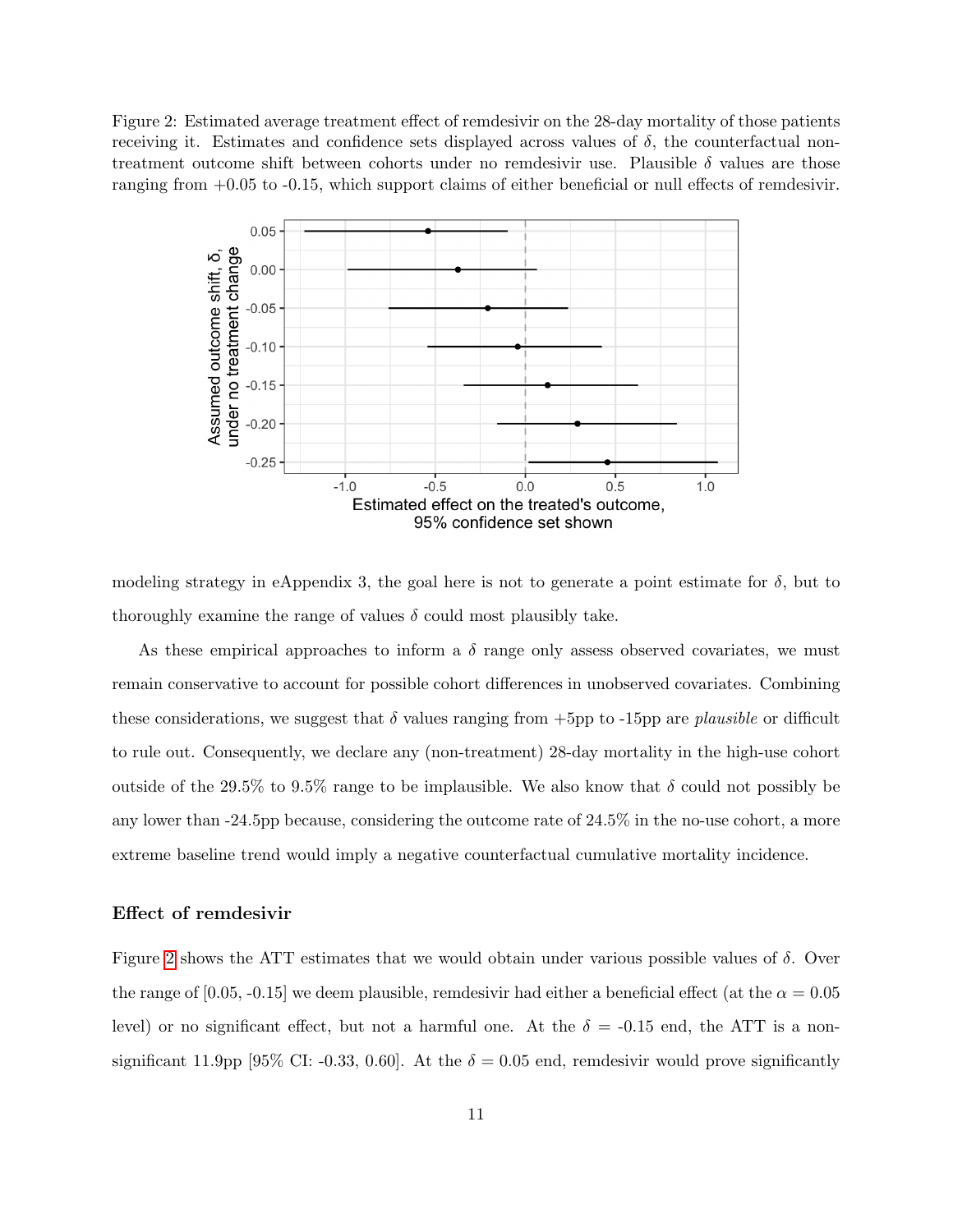Figure 2: Estimated average treatment effect of remdesivir on the 28-day mortality of those patients receiving it. Estimates and confidence sets displayed across values of $\delta$, the counterfactual non-treatment outcome shift between cohorts under no remdesivir use. Plausible $\delta$ values are those ranging from +0.05 to -0.15, which support claims of either beneficial or null effects of remdesivir.

modeling strategy in eAppendix 3, the goal here is not to generate a point estimate for $\delta$, but to thoroughly examine the range of values $\delta$ could most plausibly take.

As these empirical approaches to inform a $\delta$ range only assess observed covariates, we must remain conservative to account for possible cohort differences in unobserved covariates. Combining these considerations, we suggest that $\delta$ values ranging from +5pp to -15pp are *plausible* or difficult to rule out. Consequently, we declare any (non-treatment) 28-day mortality in the high-use cohort outside of the 29.5% to 9.5% range to be implausible. We also know that $\delta$ could not possibly be any lower than -24.5pp because, considering the outcome rate of 24.5% in the no-use cohort, a more extreme baseline trend would imply a negative counterfactual cumulative mortality incidence.

### Effect of remdesivir

Figure 2 shows the ATT estimates that we would obtain under various possible values of $\delta$. Over the range of [0.05, -0.15] we deem plausible, remdesivir had either a beneficial effect (at the $\alpha = 0.05$ level) or no significant effect, but not a harmful one. At the $\delta$ = -0.15 end, the ATT is a non-significant 11.9pp [95% CI: -0.33, 0.60]. At the $\delta = 0.05$ end, remdesivir would prove significantly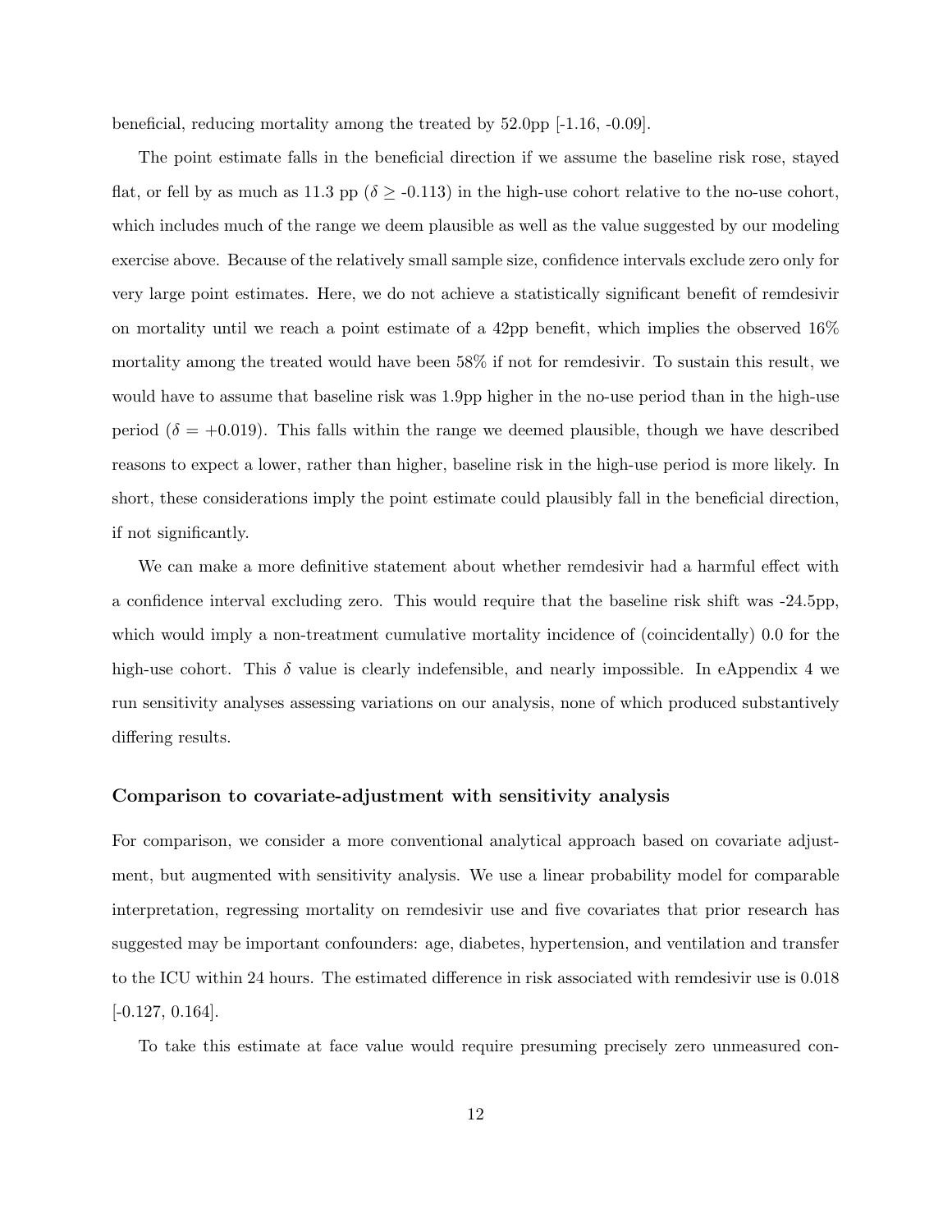beneficial, reducing mortality among the treated by 52.0pp [-1.16, -0.09].

The point estimate falls in the beneficial direction if we assume the baseline risk rose, stayed flat, or fell by as much as 11.3 pp ($\delta \geq -0.113$) in the high-use cohort relative to the no-use cohort, which includes much of the range we deem plausible as well as the value suggested by our modeling exercise above. Because of the relatively small sample size, confidence intervals exclude zero only for very large point estimates. Here, we do not achieve a statistically significant benefit of remdesivir on mortality until we reach a point estimate of a 42pp benefit, which implies the observed 16% mortality among the treated would have been 58% if not for remdesivir. To sustain this result, we would have to assume that baseline risk was 1.9pp higher in the no-use period than in the high-use period ($\delta = +0.019$). This falls within the range we deemed plausible, though we have described reasons to expect a lower, rather than higher, baseline risk in the high-use period is more likely. In short, these considerations imply the point estimate could plausibly fall in the beneficial direction, if not significantly.

We can make a more definitive statement about whether remdesivir had a harmful effect with a confidence interval excluding zero. This would require that the baseline risk shift was -24.5pp, which would imply a non-treatment cumulative mortality incidence of (coincidentally) 0.0 for the high-use cohort. This $\delta$ value is clearly indefensible, and nearly impossible. In eAppendix 4 we run sensitivity analyses assessing variations on our analysis, none of which produced substantively differing results.

### Comparison to covariate-adjustment with sensitivity analysis

For comparison, we consider a more conventional analytical approach based on covariate adjustment, but augmented with sensitivity analysis. We use a linear probability model for comparable interpretation, regressing mortality on remdesivir use and five covariates that prior research has suggested may be important confounders: age, diabetes, hypertension, and ventilation and transfer to the ICU within 24 hours. The estimated difference in risk associated with remdesivir use is 0.018 [-0.127, 0.164].

To take this estimate at face value would require presuming precisely zero unmeasured con-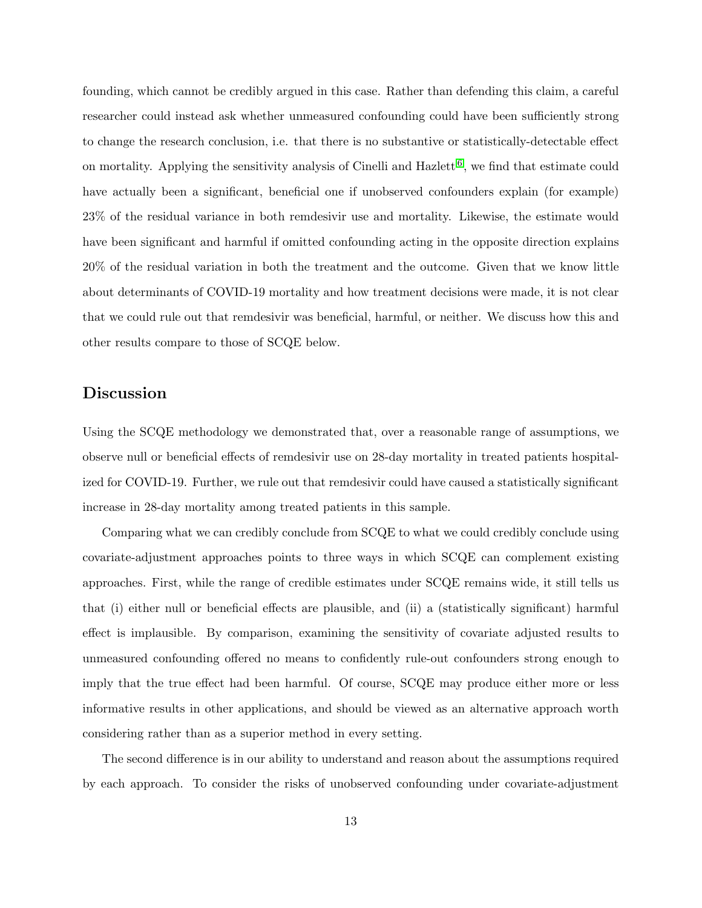founding, which cannot be credibly argued in this case. Rather than defending this claim, a careful researcher could instead ask whether unmeasured confounding could have been sufficiently strong to change the research conclusion, i.e. that there is no substantive or statistically-detectable effect on mortality. Applying the sensitivity analysis of Cinelli and Hazlett[6], we find that estimate could have actually been a significant, beneficial one if unobserved confounders explain (for example) 23% of the residual variance in both remdesivir use and mortality. Likewise, the estimate would have been significant and harmful if omitted confounding acting in the opposite direction explains 20% of the residual variation in both the treatment and the outcome. Given that we know little about determinants of COVID-19 mortality and how treatment decisions were made, it is not clear that we could rule out that remdesivir was beneficial, harmful, or neither. We discuss how this and other results compare to those of SCQE below.

## Discussion

Using the SCQE methodology we demonstrated that, over a reasonable range of assumptions, we observe null or beneficial effects of remdesivir use on 28-day mortality in treated patients hospitalized for COVID-19. Further, we rule out that remdesivir could have caused a statistically significant increase in 28-day mortality among treated patients in this sample.

Comparing what we can credibly conclude from SCQE to what we could credibly conclude using covariate-adjustment approaches points to three ways in which SCQE can complement existing approaches. First, while the range of credible estimates under SCQE remains wide, it still tells us that (i) either null or beneficial effects are plausible, and (ii) a (statistically significant) harmful effect is implausible. By comparison, examining the sensitivity of covariate adjusted results to unmeasured confounding offered no means to confidently rule-out confounders strong enough to imply that the true effect had been harmful. Of course, SCQE may produce either more or less informative results in other applications, and should be viewed as an alternative approach worth considering rather than as a superior method in every setting.

The second difference is in our ability to understand and reason about the assumptions required by each approach. To consider the risks of unobserved confounding under covariate-adjustment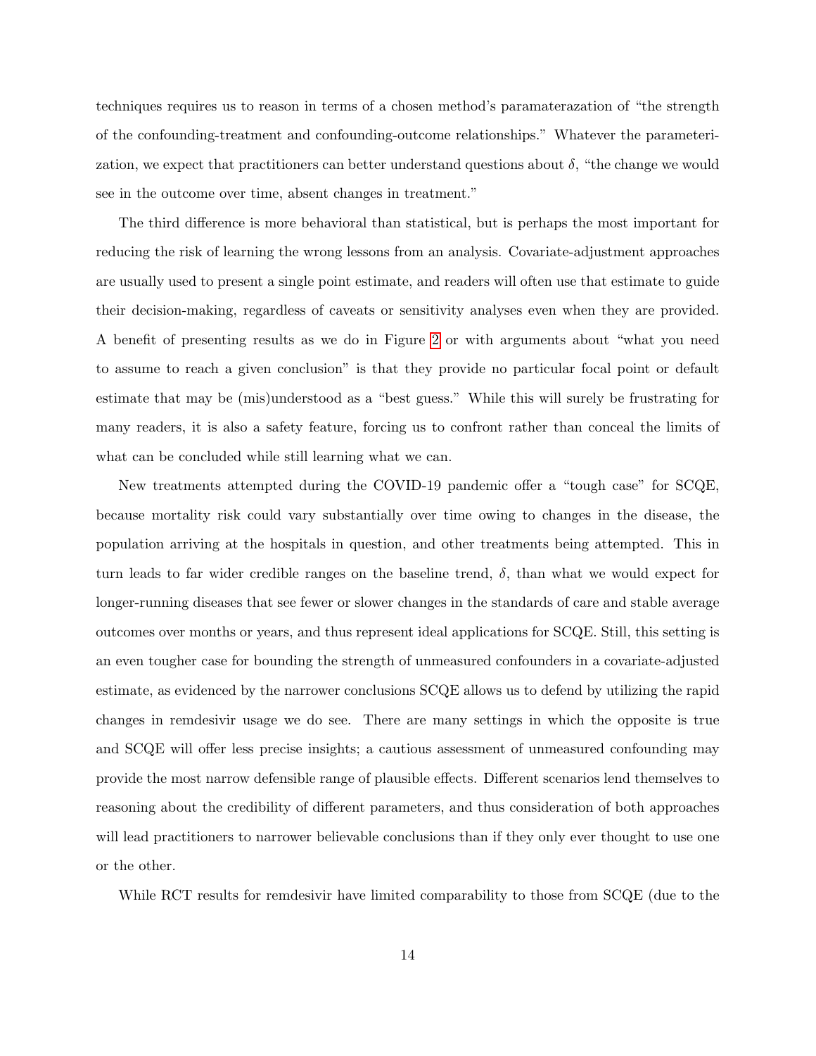techniques requires us to reason in terms of a chosen method's paramaterazation of "the strength of the confounding-treatment and confounding-outcome relationships." Whatever the parameterization, we expect that practitioners can better understand questions about $\delta$, "the change we would see in the outcome over time, absent changes in treatment."

The third difference is more behavioral than statistical, but is perhaps the most important for reducing the risk of learning the wrong lessons from an analysis. Covariate-adjustment approaches are usually used to present a single point estimate, and readers will often use that estimate to guide their decision-making, regardless of caveats or sensitivity analyses even when they are provided. A benefit of presenting results as we do in Figure 2 or with arguments about "what you need to assume to reach a given conclusion" is that they provide no particular focal point or default estimate that may be (mis)understood as a "best guess." While this will surely be frustrating for many readers, it is also a safety feature, forcing us to confront rather than conceal the limits of what can be concluded while still learning what we can.

New treatments attempted during the COVID-19 pandemic offer a "tough case" for SCQE, because mortality risk could vary substantially over time owing to changes in the disease, the population arriving at the hospitals in question, and other treatments being attempted. This in turn leads to far wider credible ranges on the baseline trend, $\delta$, than what we would expect for longer-running diseases that see fewer or slower changes in the standards of care and stable average outcomes over months or years, and thus represent ideal applications for SCQE. Still, this setting is an even tougher case for bounding the strength of unmeasured confounders in a covariate-adjusted estimate, as evidenced by the narrower conclusions SCQE allows us to defend by utilizing the rapid changes in remdesivir usage we do see. There are many settings in which the opposite is true and SCQE will offer less precise insights; a cautious assessment of unmeasured confounding may provide the most narrow defensible range of plausible effects. Different scenarios lend themselves to reasoning about the credibility of different parameters, and thus consideration of both approaches will lead practitioners to narrower believable conclusions than if they only ever thought to use one or the other.

While RCT results for remdesivir have limited comparability to those from SCQE (due to the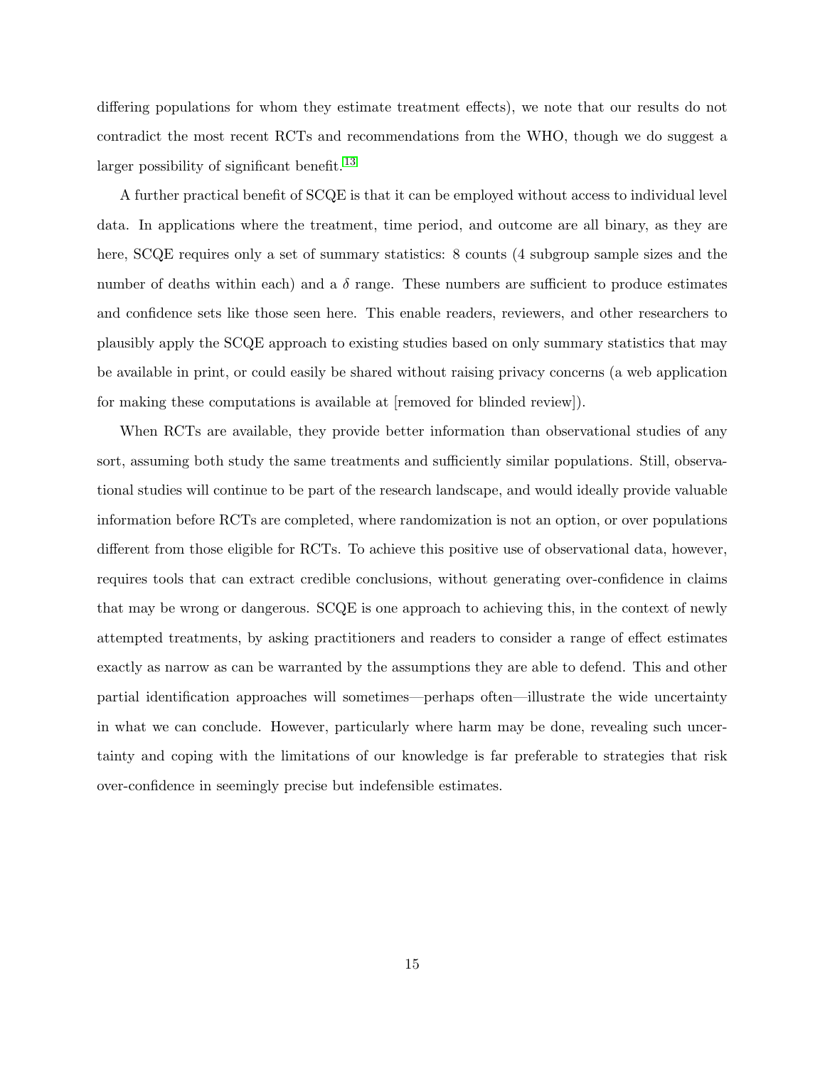differing populations for whom they estimate treatment effects), we note that our results do not contradict the most recent RCTs and recommendations from the WHO, though we do suggest a larger possibility of significant benefit.[13]

A further practical benefit of SCQE is that it can be employed without access to individual level data. In applications where the treatment, time period, and outcome are all binary, as they are here, SCQE requires only a set of summary statistics: 8 counts (4 subgroup sample sizes and the number of deaths within each) and a $\delta$ range. These numbers are sufficient to produce estimates and confidence sets like those seen here. This enable readers, reviewers, and other researchers to plausibly apply the SCQE approach to existing studies based on only summary statistics that may be available in print, or could easily be shared without raising privacy concerns (a web application for making these computations is available at [removed for blinded review]).

When RCTs are available, they provide better information than observational studies of any sort, assuming both study the same treatments and sufficiently similar populations. Still, observational studies will continue to be part of the research landscape, and would ideally provide valuable information before RCTs are completed, where randomization is not an option, or over populations different from those eligible for RCTs. To achieve this positive use of observational data, however, requires tools that can extract credible conclusions, without generating over-confidence in claims that may be wrong or dangerous. SCQE is one approach to achieving this, in the context of newly attempted treatments, by asking practitioners and readers to consider a range of effect estimates exactly as narrow as can be warranted by the assumptions they are able to defend. This and other partial identification approaches will sometimes—perhaps often—illustrate the wide uncertainty in what we can conclude. However, particularly where harm may be done, revealing such uncertainty and coping with the limitations of our knowledge is far preferable to strategies that risk over-confidence in seemingly precise but indefensible estimates.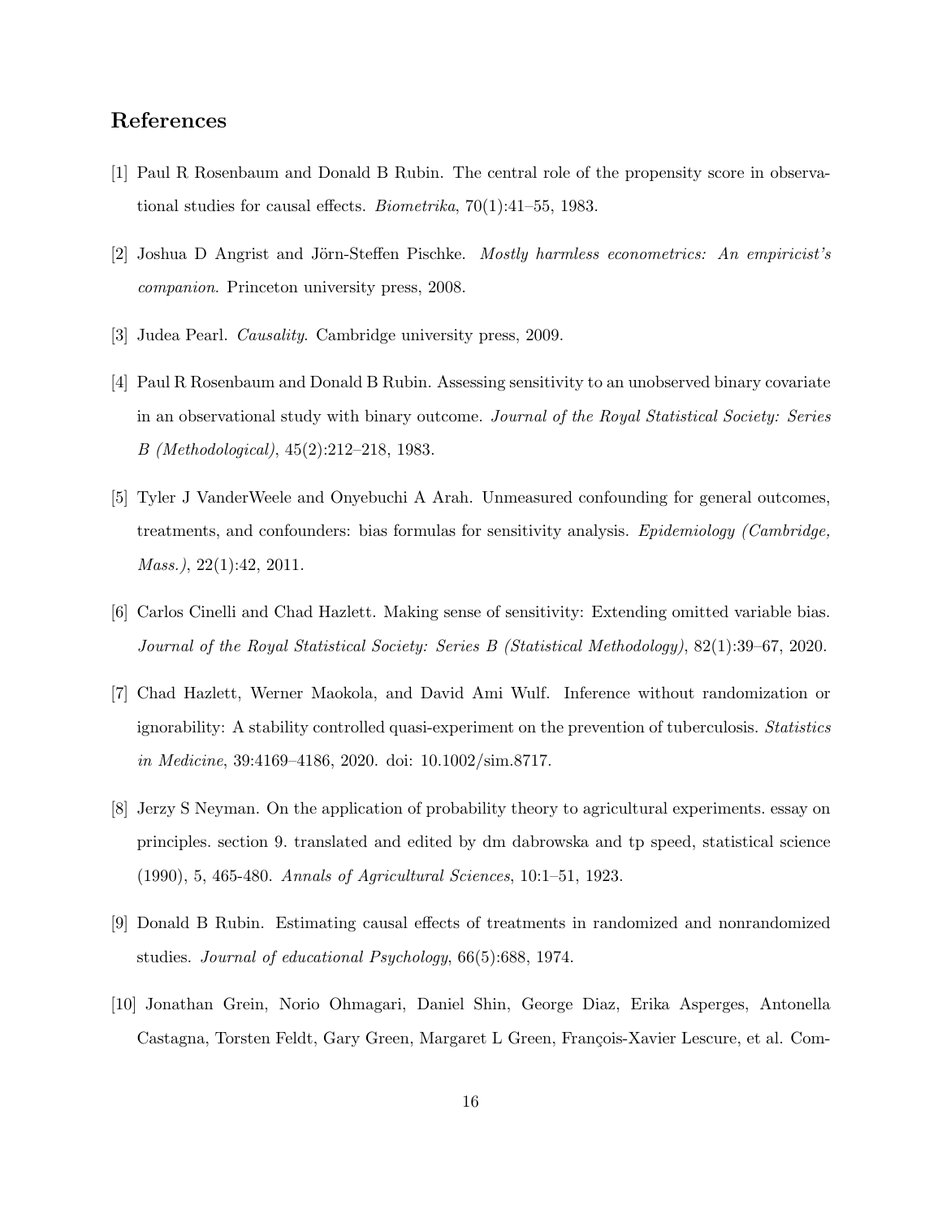## References

[1] Paul R Rosenbaum and Donald B Rubin. The central role of the propensity score in observational studies for causal effects. *Biometrika*, 70(1):41–55, 1983.

[2] Joshua D Angrist and Jörn-Steffen Pischke. *Mostly harmless econometrics: An empiricist's companion*. Princeton university press, 2008.

[3] Judea Pearl. *Causality*. Cambridge university press, 2009.

[4] Paul R Rosenbaum and Donald B Rubin. Assessing sensitivity to an unobserved binary covariate in an observational study with binary outcome. *Journal of the Royal Statistical Society: Series B (Methodological)*, 45(2):212–218, 1983.

[5] Tyler J VanderWeele and Onyebuchi A Arah. Unmeasured confounding for general outcomes, treatments, and confounders: bias formulas for sensitivity analysis. *Epidemiology (Cambridge, Mass.)*, 22(1):42, 2011.

[6] Carlos Cinelli and Chad Hazlett. Making sense of sensitivity: Extending omitted variable bias. *Journal of the Royal Statistical Society: Series B (Statistical Methodology)*, 82(1):39–67, 2020.

[7] Chad Hazlett, Werner Maokola, and David Ami Wulf. Inference without randomization or ignorability: A stability controlled quasi-experiment on the prevention of tuberculosis. *Statistics in Medicine*, 39:4169–4186, 2020. doi: 10.1002/sim.8717.

[8] Jerzy S Neyman. On the application of probability theory to agricultural experiments. essay on principles. section 9. translated and edited by dm dabrowska and tp speed, statistical science (1990), 5, 465-480. *Annals of Agricultural Sciences*, 10:1–51, 1923.

[9] Donald B Rubin. Estimating causal effects of treatments in randomized and nonrandomized studies. *Journal of educational Psychology*, 66(5):688, 1974.

[10] Jonathan Grein, Norio Ohmagari, Daniel Shin, George Diaz, Erika Asperges, Antonella Castagna, Torsten Feldt, Gary Green, Margaret L Green, François-Xavier Lescure, et al. Com-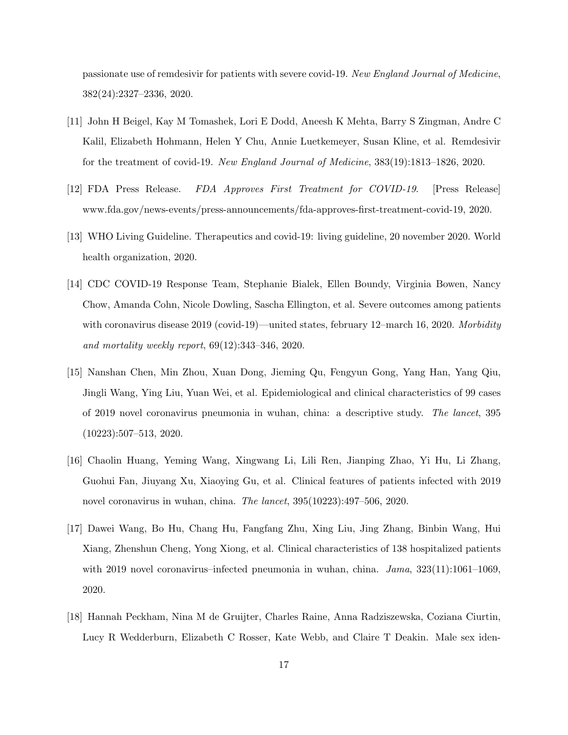passionate use of remdesivir for patients with severe covid-19. *New England Journal of Medicine*, 382(24):2327–2336, 2020.

[11] John H Beigel, Kay M Tomashek, Lori E Dodd, Aneesh K Mehta, Barry S Zingman, Andre C Kalil, Elizabeth Hohmann, Helen Y Chu, Annie Luetkemeyer, Susan Kline, et al. Remdesivir for the treatment of covid-19. *New England Journal of Medicine*, 383(19):1813–1826, 2020.

[12] FDA Press Release. *FDA Approves First Treatment for COVID-19*. [Press Release] www.fda.gov/news-events/press-announcements/fda-approves-first-treatment-covid-19, 2020.

[13] WHO Living Guideline. Therapeutics and covid-19: living guideline, 20 november 2020. World health organization, 2020.

[14] CDC COVID-19 Response Team, Stephanie Bialek, Ellen Boundy, Virginia Bowen, Nancy Chow, Amanda Cohn, Nicole Dowling, Sascha Ellington, et al. Severe outcomes among patients with coronavirus disease 2019 (covid-19)—united states, february 12–march 16, 2020. *Morbidity and mortality weekly report*, 69(12):343–346, 2020.

[15] Nanshan Chen, Min Zhou, Xuan Dong, Jieming Qu, Fengyun Gong, Yang Han, Yang Qiu, Jingli Wang, Ying Liu, Yuan Wei, et al. Epidemiological and clinical characteristics of 99 cases of 2019 novel coronavirus pneumonia in wuhan, china: a descriptive study. *The lancet*, 395 (10223):507–513, 2020.

[16] Chaolin Huang, Yeming Wang, Xingwang Li, Lili Ren, Jianping Zhao, Yi Hu, Li Zhang, Guohui Fan, Jiuyang Xu, Xiaoying Gu, et al. Clinical features of patients infected with 2019 novel coronavirus in wuhan, china. *The lancet*, 395(10223):497–506, 2020.

[17] Dawei Wang, Bo Hu, Chang Hu, Fangfang Zhu, Xing Liu, Jing Zhang, Binbin Wang, Hui Xiang, Zhenshun Cheng, Yong Xiong, et al. Clinical characteristics of 138 hospitalized patients with 2019 novel coronavirus–infected pneumonia in wuhan, china. *Jama*, 323(11):1061–1069, 2020.

[18] Hannah Peckham, Nina M de Gruijter, Charles Raine, Anna Radziszewska, Coziana Ciurtin, Lucy R Wedderburn, Elizabeth C Rosser, Kate Webb, and Claire T Deakin. Male sex iden-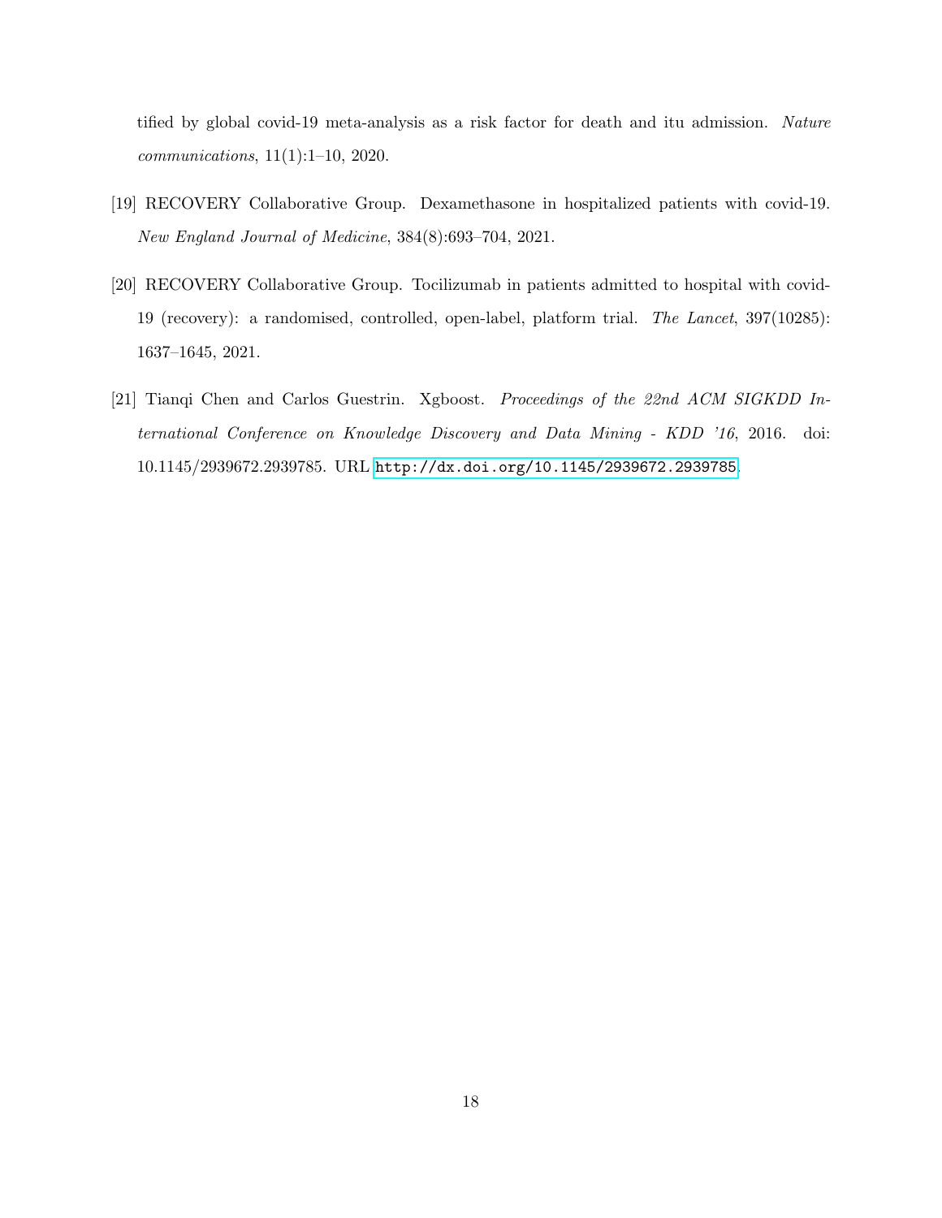tified by global covid-19 meta-analysis as a risk factor for death and itu admission. *Nature communications*, 11(1):1–10, 2020.

[19] RECOVERY Collaborative Group. Dexamethasone in hospitalized patients with covid-19. *New England Journal of Medicine*, 384(8):693–704, 2021.

[20] RECOVERY Collaborative Group. Tocilizumab in patients admitted to hospital with covid-19 (recovery): a randomised, controlled, open-label, platform trial. *The Lancet*, 397(10285): 1637–1645, 2021.

[21] Tianqi Chen and Carlos Guestrin. Xgboost. *Proceedings of the 22nd ACM SIGKDD International Conference on Knowledge Discovery and Data Mining - KDD '16*, 2016. doi: 10.1145/2939672.2939785. URL http://dx.doi.org/10.1145/2939672.2939785.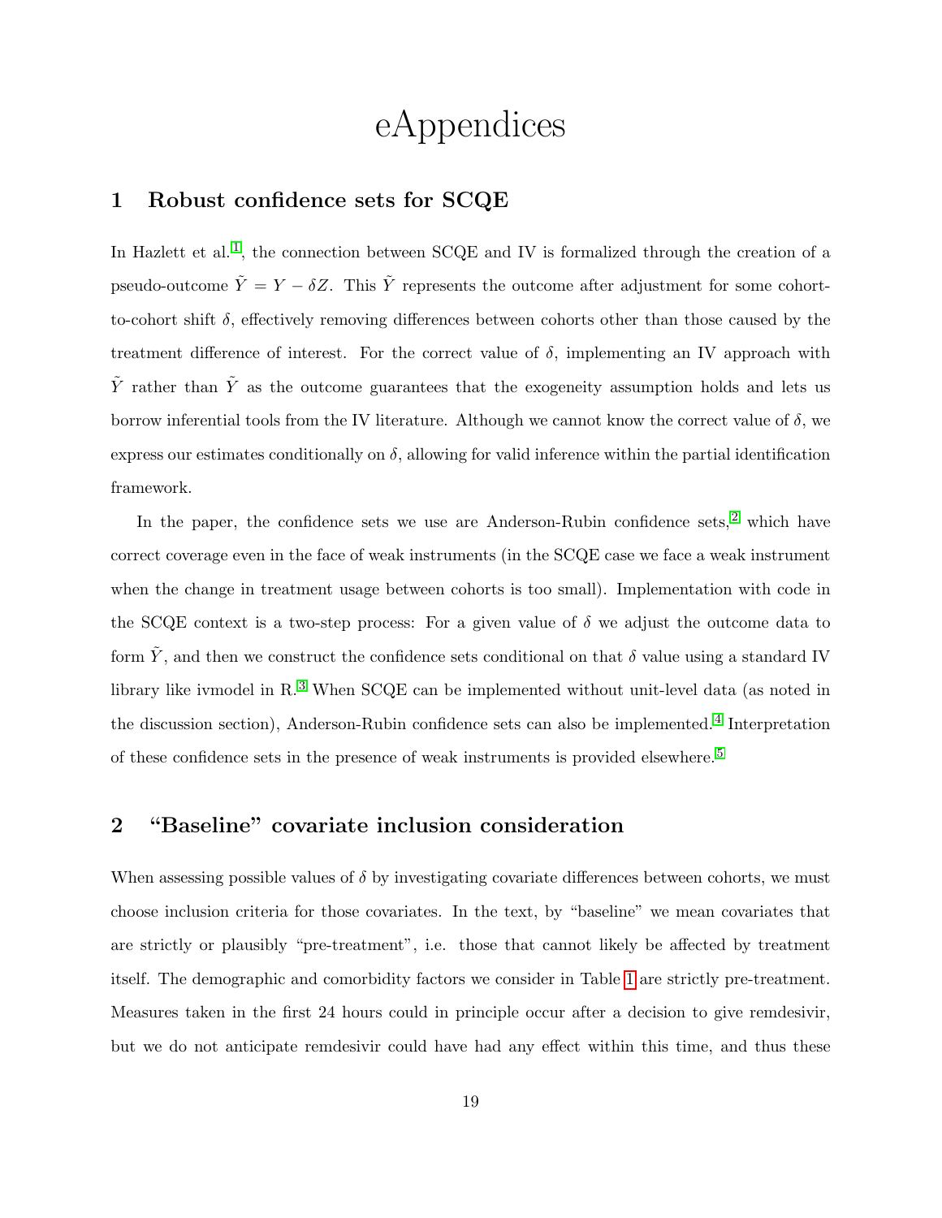# eAppendices

## 1 Robust confidence sets for SCQE

In Hazlett et al.[1], the connection between SCQE and IV is formalized through the creation of a pseudo-outcome $\tilde{Y} = Y - \delta Z$. This $\tilde{Y}$ represents the outcome after adjustment for some cohort-to-cohort shift $\delta$, effectively removing differences between cohorts other than those caused by the treatment difference of interest. For the correct value of $\delta$, implementing an IV approach with $\tilde{Y}$ rather than $\tilde{Y}$ as the outcome guarantees that the exogeneity assumption holds and lets us borrow inferential tools from the IV literature. Although we cannot know the correct value of $\delta$, we express our estimates conditionally on $\delta$, allowing for valid inference within the partial identification framework.

In the paper, the confidence sets we use are Anderson-Rubin confidence sets,[2] which have correct coverage even in the face of weak instruments (in the SCQE case we face a weak instrument when the change in treatment usage between cohorts is too small). Implementation with code in the SCQE context is a two-step process: For a given value of $\delta$ we adjust the outcome data to form $\tilde{Y}$, and then we construct the confidence sets conditional on that $\delta$ value using a standard IV library like ivmodel in R.[3] When SCQE can be implemented without unit-level data (as noted in the discussion section), Anderson-Rubin confidence sets can also be implemented.[4] Interpretation of these confidence sets in the presence of weak instruments is provided elsewhere.[5]

## 2 "Baseline" covariate inclusion consideration

When assessing possible values of $\delta$ by investigating covariate differences between cohorts, we must choose inclusion criteria for those covariates. In the text, by "baseline" we mean covariates that are strictly or plausibly "pre-treatment", i.e. those that cannot likely be affected by treatment itself. The demographic and comorbidity factors we consider in Table 1 are strictly pre-treatment. Measures taken in the first 24 hours could in principle occur after a decision to give remdesivir, but we do not anticipate remdesivir could have had any effect within this time, and thus these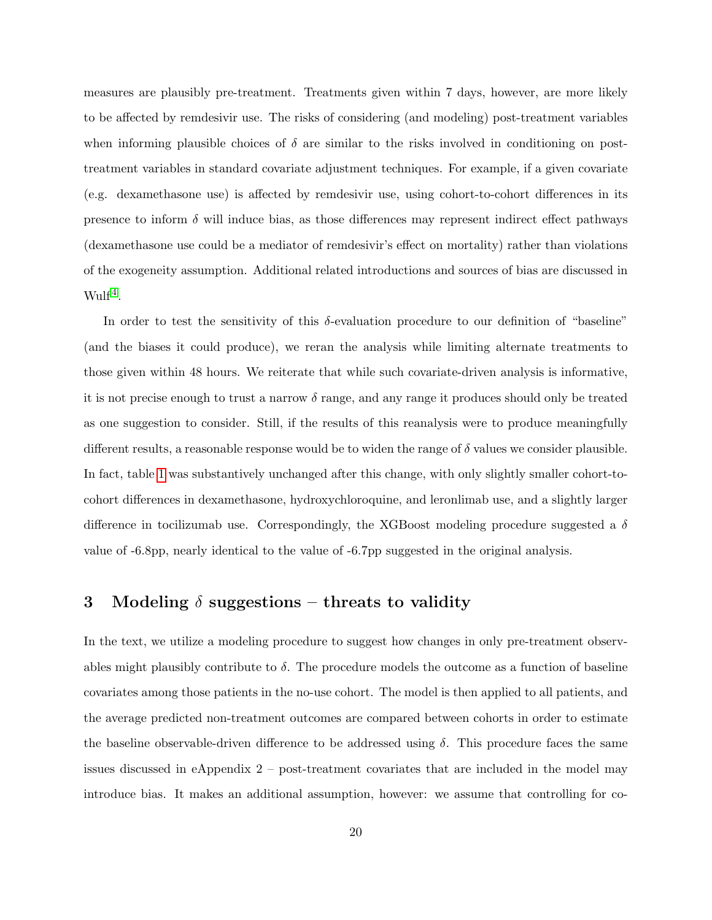measures are plausibly pre-treatment. Treatments given within 7 days, however, are more likely to be affected by remdesivir use. The risks of considering (and modeling) post-treatment variables when informing plausible choices of $\delta$ are similar to the risks involved in conditioning on post-treatment variables in standard covariate adjustment techniques. For example, if a given covariate (e.g. dexamethasone use) is affected by remdesivir use, using cohort-to-cohort differences in its presence to inform $\delta$ will induce bias, as those differences may represent indirect effect pathways (dexamethasone use could be a mediator of remdesivir's effect on mortality) rather than violations of the exogeneity assumption. Additional related introductions and sources of bias are discussed in Wulf[4].

In order to test the sensitivity of this $\delta$-evaluation procedure to our definition of "baseline" (and the biases it could produce), we reran the analysis while limiting alternate treatments to those given within 48 hours. We reiterate that while such covariate-driven analysis is informative, it is not precise enough to trust a narrow $\delta$ range, and any range it produces should only be treated as one suggestion to consider. Still, if the results of this reanalysis were to produce meaningfully different results, a reasonable response would be to widen the range of $\delta$ values we consider plausible. In fact, table 1 was substantively unchanged after this change, with only slightly smaller cohort-to-cohort differences in dexamethasone, hydroxychloroquine, and leronlimab use, and a slightly larger difference in tocilizumab use. Correspondingly, the XGBoost modeling procedure suggested a $\delta$ value of -6.8pp, nearly identical to the value of -6.7pp suggested in the original analysis.

## 3 Modeling $\delta$ suggestions – threats to validity

In the text, we utilize a modeling procedure to suggest how changes in only pre-treatment observables might plausibly contribute to $\delta$. The procedure models the outcome as a function of baseline covariates among those patients in the no-use cohort. The model is then applied to all patients, and the average predicted non-treatment outcomes are compared between cohorts in order to estimate the baseline observable-driven difference to be addressed using $\delta$. This procedure faces the same issues discussed in eAppendix 2 – post-treatment covariates that are included in the model may introduce bias. It makes an additional assumption, however: we assume that controlling for co-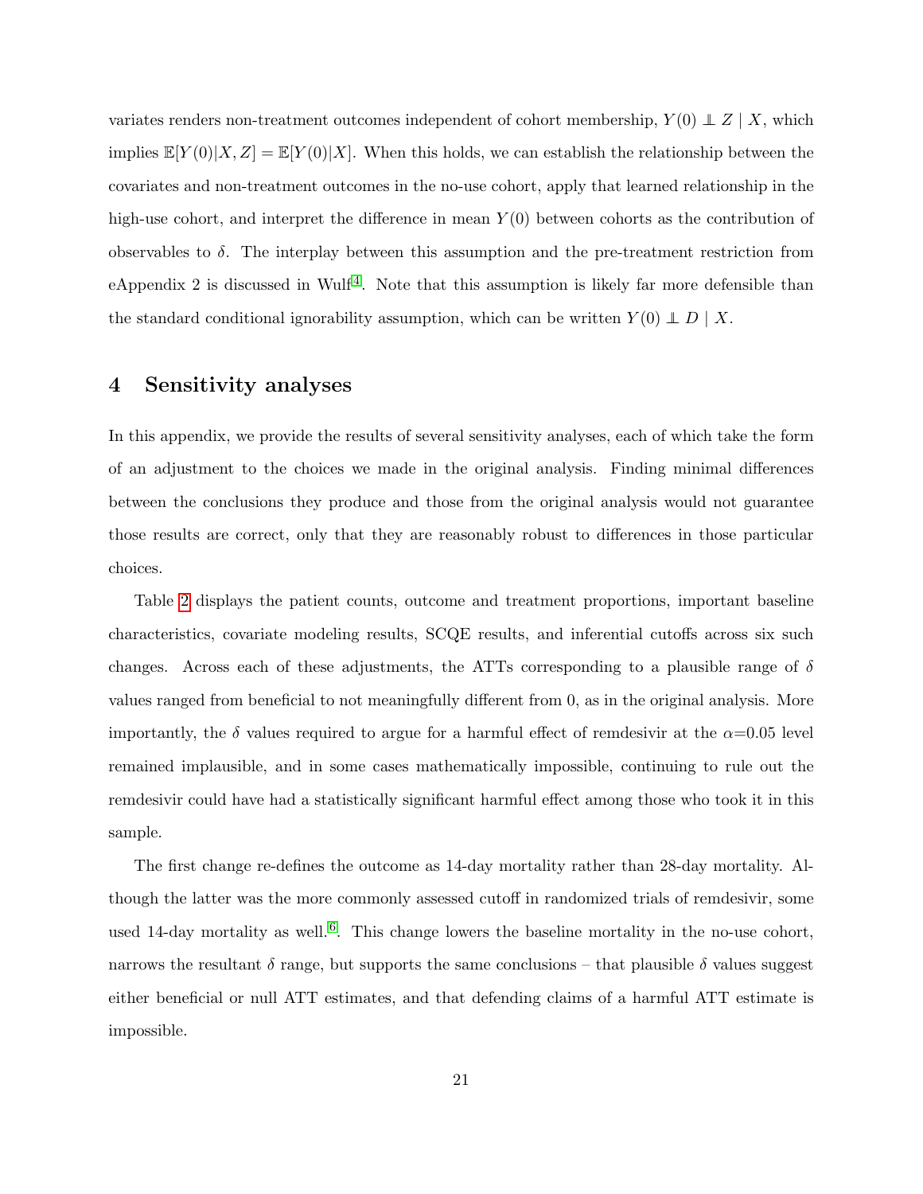variates renders non-treatment outcomes independent of cohort membership, $Y(0) \perp\!\!\!\perp Z \mid X$, which implies $\mathbb{E}[Y(0)|X, Z] = \mathbb{E}[Y(0)|X]$. When this holds, we can establish the relationship between the covariates and non-treatment outcomes in the no-use cohort, apply that learned relationship in the high-use cohort, and interpret the difference in mean $Y(0)$ between cohorts as the contribution of observables to $\delta$. The interplay between this assumption and the pre-treatment restriction from eAppendix 2 is discussed in Wulf[4]. Note that this assumption is likely far more defensible than the standard conditional ignorability assumption, which can be written $Y(0) \perp\!\!\!\perp D \mid X$.

# 4 Sensitivity analyses

In this appendix, we provide the results of several sensitivity analyses, each of which take the form of an adjustment to the choices we made in the original analysis. Finding minimal differences between the conclusions they produce and those from the original analysis would not guarantee those results are correct, only that they are reasonably robust to differences in those particular choices.

Table 2 displays the patient counts, outcome and treatment proportions, important baseline characteristics, covariate modeling results, SCQE results, and inferential cutoffs across six such changes. Across each of these adjustments, the ATTs corresponding to a plausible range of $\delta$ values ranged from beneficial to not meaningfully different from 0, as in the original analysis. More importantly, the $\delta$ values required to argue for a harmful effect of remdesivir at the $\alpha$=0.05 level remained implausible, and in some cases mathematically impossible, continuing to rule out the remdesivir could have had a statistically significant harmful effect among those who took it in this sample.

The first change re-defines the outcome as 14-day mortality rather than 28-day mortality. Although the latter was the more commonly assessed cutoff in randomized trials of remdesivir, some used 14-day mortality as well.[6]. This change lowers the baseline mortality in the no-use cohort, narrows the resultant $\delta$ range, but supports the same conclusions – that plausible $\delta$ values suggest either beneficial or null ATT estimates, and that defending claims of a harmful ATT estimate is impossible.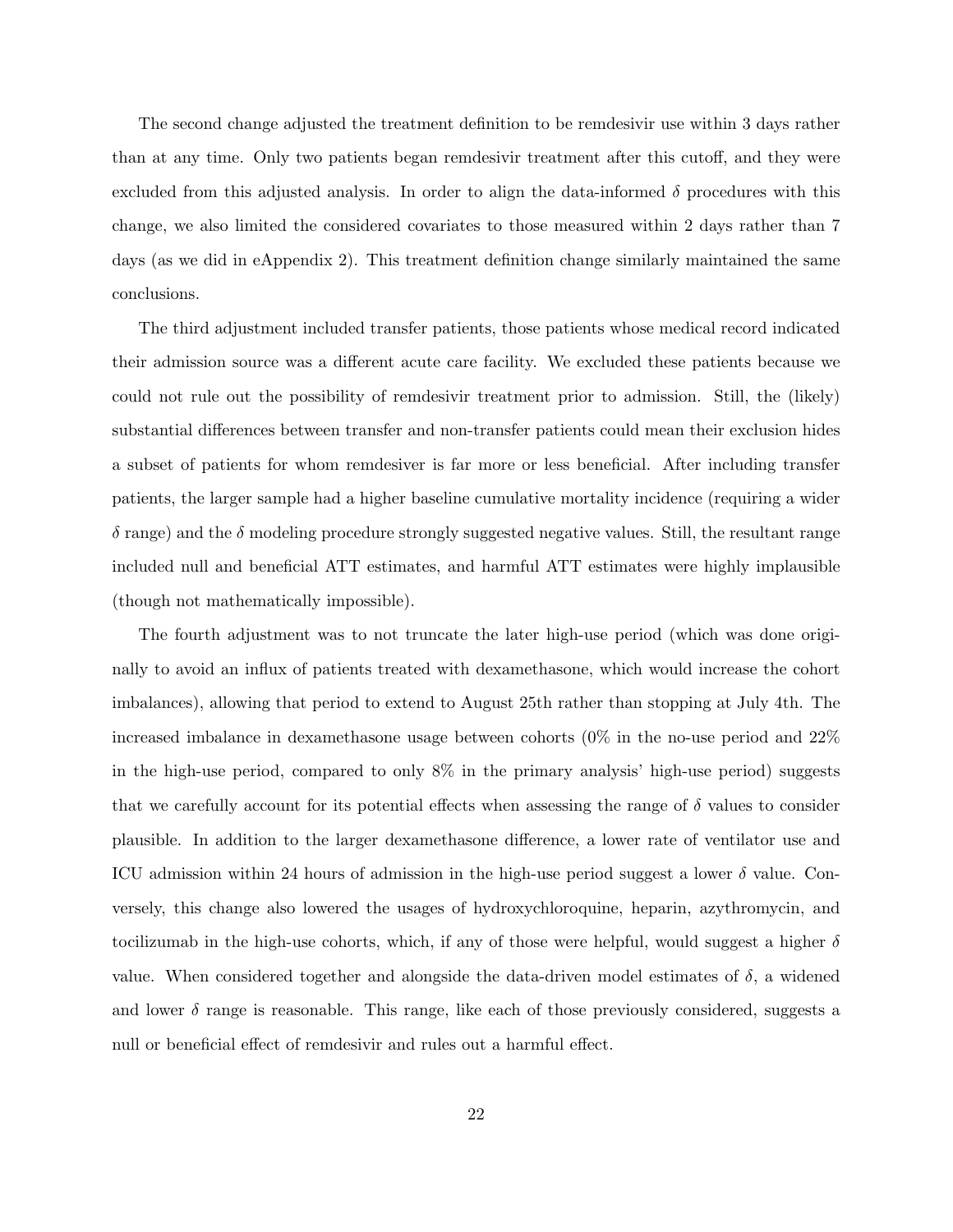The second change adjusted the treatment definition to be remdesivir use within 3 days rather than at any time. Only two patients began remdesivir treatment after this cutoff, and they were excluded from this adjusted analysis. In order to align the data-informed $\delta$ procedures with this change, we also limited the considered covariates to those measured within 2 days rather than 7 days (as we did in eAppendix 2). This treatment definition change similarly maintained the same conclusions.

The third adjustment included transfer patients, those patients whose medical record indicated their admission source was a different acute care facility. We excluded these patients because we could not rule out the possibility of remdesivir treatment prior to admission. Still, the (likely) substantial differences between transfer and non-transfer patients could mean their exclusion hides a subset of patients for whom remdesiver is far more or less beneficial. After including transfer patients, the larger sample had a higher baseline cumulative mortality incidence (requiring a wider $\delta$ range) and the $\delta$ modeling procedure strongly suggested negative values. Still, the resultant range included null and beneficial ATT estimates, and harmful ATT estimates were highly implausible (though not mathematically impossible).

The fourth adjustment was to not truncate the later high-use period (which was done originally to avoid an influx of patients treated with dexamethasone, which would increase the cohort imbalances), allowing that period to extend to August 25th rather than stopping at July 4th. The increased imbalance in dexamethasone usage between cohorts (0% in the no-use period and 22% in the high-use period, compared to only 8% in the primary analysis' high-use period) suggests that we carefully account for its potential effects when assessing the range of $\delta$ values to consider plausible. In addition to the larger dexamethasone difference, a lower rate of ventilator use and ICU admission within 24 hours of admission in the high-use period suggest a lower $\delta$ value. Conversely, this change also lowered the usages of hydroxychloroquine, heparin, azythromycin, and tocilizumab in the high-use cohorts, which, if any of those were helpful, would suggest a higher $\delta$ value. When considered together and alongside the data-driven model estimates of $\delta$, a widened and lower $\delta$ range is reasonable. This range, like each of those previously considered, suggests a null or beneficial effect of remdesivir and rules out a harmful effect.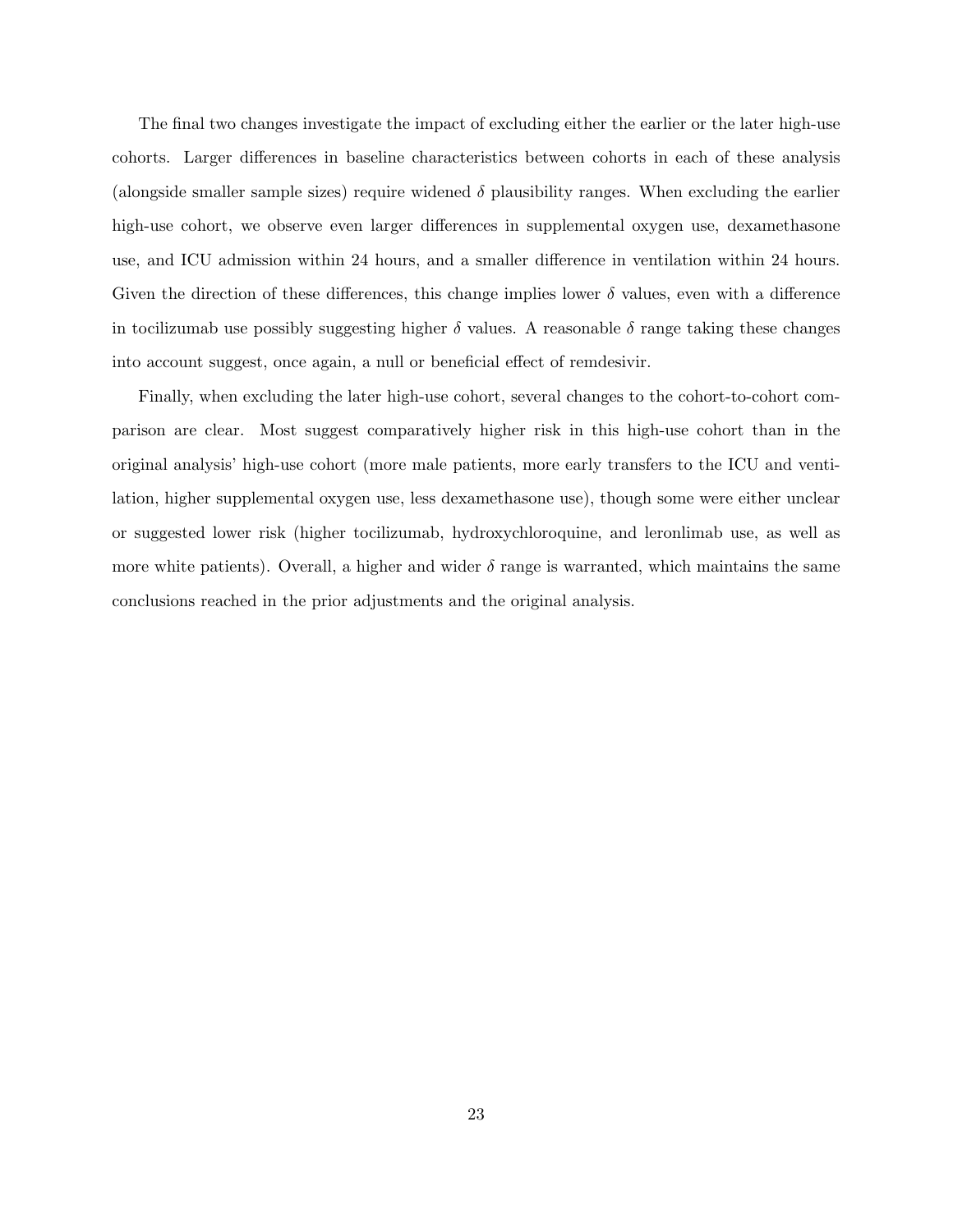The final two changes investigate the impact of excluding either the earlier or the later high-use cohorts. Larger differences in baseline characteristics between cohorts in each of these analysis (alongside smaller sample sizes) require widened $\delta$ plausibility ranges. When excluding the earlier high-use cohort, we observe even larger differences in supplemental oxygen use, dexamethasone use, and ICU admission within 24 hours, and a smaller difference in ventilation within 24 hours. Given the direction of these differences, this change implies lower $\delta$ values, even with a difference in tocilizumab use possibly suggesting higher $\delta$ values. A reasonable $\delta$ range taking these changes into account suggest, once again, a null or beneficial effect of remdesivir.

Finally, when excluding the later high-use cohort, several changes to the cohort-to-cohort comparison are clear. Most suggest comparatively higher risk in this high-use cohort than in the original analysis' high-use cohort (more male patients, more early transfers to the ICU and ventilation, higher supplemental oxygen use, less dexamethasone use), though some were either unclear or suggested lower risk (higher tocilizumab, hydroxychloroquine, and leronlimab use, as well as more white patients). Overall, a higher and wider $\delta$ range is warranted, which maintains the same conclusions reached in the prior adjustments and the original analysis.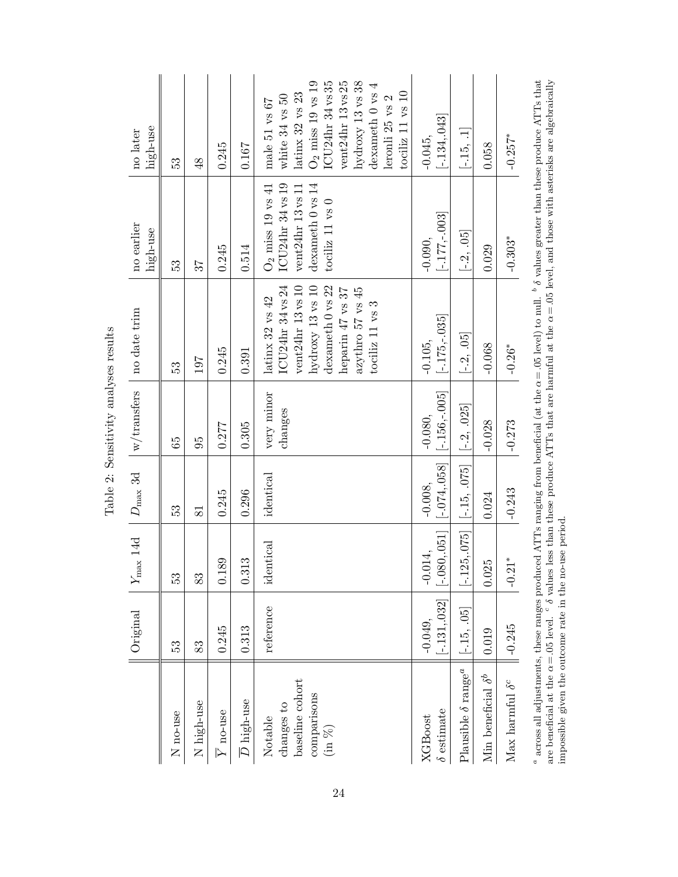Table 2: Sensitivity analyses results

| | Original | $Y_{\max}$ 14d | $D_{\max}$ 3d | w/transfers | no date trim | no earlier high-use | no later high-use |
|---|---|---|---|---|---|---|---|
| N no-use | 53 | 53 | 53 | 65 | 53 | 53 | 53 |
| N high-use | 83 | 83 | 81 | 95 | 197 | 37 | 48 |
| $\overline{Y}$ no-use | 0.245 | 0.189 | 0.245 | 0.277 | 0.245 | 0.245 | 0.245 |
| $\overline{D}$ high-use | 0.313 | 0.313 | 0.296 | 0.305 | 0.391 | 0.514 | 0.167 |
| Notable changes to baseline cohort comparisons (in %) | reference | identical | identical | very minor changes | latinx 32 vs 42<br>ICU24hr 34 vs 24<br>vent24hr 13 vs 10<br>hydroxy 13 vs 10<br>dexameth 0 vs 22<br>heparin 47 vs 37<br>azythro 57 vs 45<br>tociliz 11 vs 3 | $O_2$ miss 19 vs 41<br>ICU24hr 34 vs 19<br>vent24hr 13 vs 11<br>dexameth 0 vs 14<br>tociliz 11 vs 0 | male 51 vs 67<br>white 34 vs 50<br>latinx 32 vs 23<br>$O_2$ miss 19 vs 19<br>ICU24hr 34 vs 35<br>vent24hr 13 vs 25<br>hydroxy 13 vs 38<br>dexameth 0 vs 4<br>leronli 25 vs 2<br>tociliz 11 vs 10 |
| XGBoost $\delta$ estimate | -0.049, [-.131,.032] | -0.014, [-.080,.051] | -0.008, [-.074,.058] | -0.080, [-.156,-.005] | -0.105, [-.175,-.035] | -0.090, [-.177,-.003] | -0.045, [-.134,.043] |
| Plausible $\delta$ range[a] | [-.15, .05] | [-.125,.075] | [-.15, .075] | [-.2, .025] | [-.2, .05] | [-.2, .05] | [-.15, .1] |
| Min beneficial $\delta$[b] | 0.019 | 0.025 | 0.024 | -0.028 | -0.068 | 0.029 | 0.058 |
| Max harmful $\delta$[c] | -0.245 | -0.21* | -0.243 | -0.273 | -0.26* | -0.303* | -0.257* |

[a] across all adjustments, these ranges produced ATTs ranging from beneficial (at the $\alpha = .05$ level) to null. [b] $\delta$ values greater than these produce ATTs that are beneficial at the $\alpha = .05$ level. [c] $\delta$ values less than these produce ATTs that are harmful at the $\alpha = .05$ level, and those with asterisks are algebraically impossible given the outcome rate in the no-use period.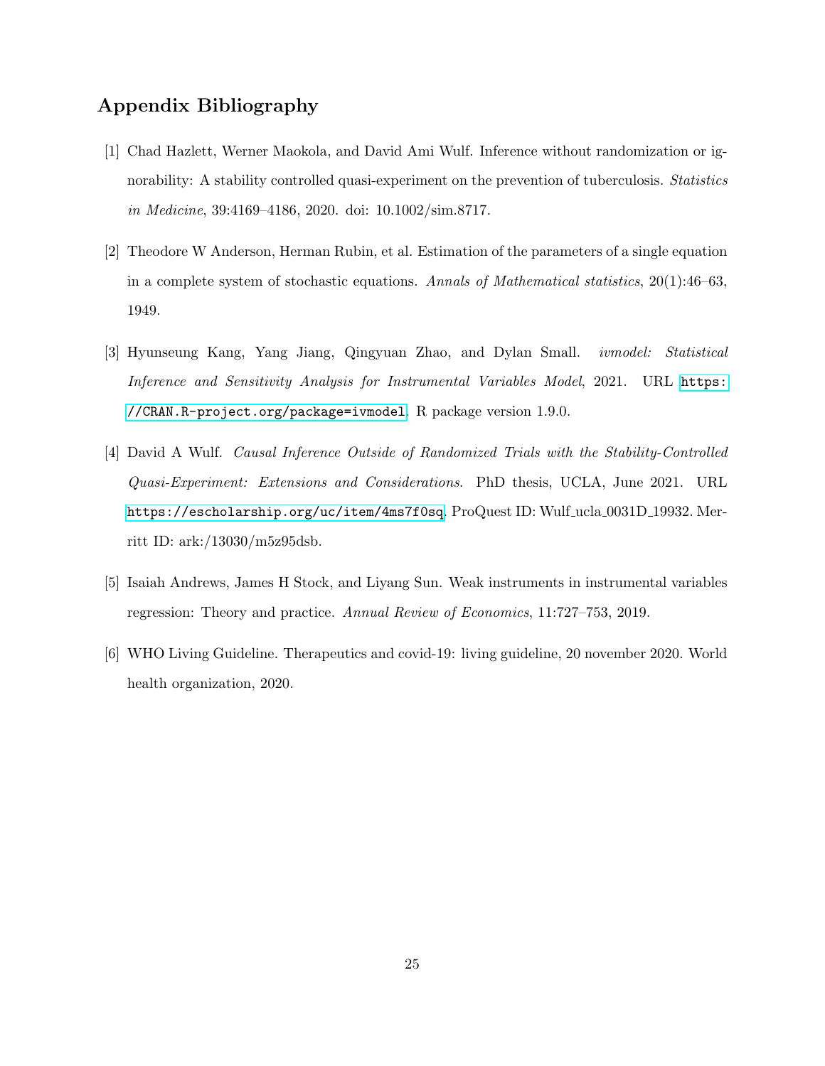## Appendix Bibliography

[1] Chad Hazlett, Werner Maokola, and David Ami Wulf. Inference without randomization or ignorability: A stability controlled quasi-experiment on the prevention of tuberculosis. *Statistics in Medicine*, 39:4169–4186, 2020. doi: 10.1002/sim.8717.

[2] Theodore W Anderson, Herman Rubin, et al. Estimation of the parameters of a single equation in a complete system of stochastic equations. *Annals of Mathematical statistics*, 20(1):46–63, 1949.

[3] Hyunseung Kang, Yang Jiang, Qingyuan Zhao, and Dylan Small. *ivmodel: Statistical Inference and Sensitivity Analysis for Instrumental Variables Model*, 2021. URL https://CRAN.R-project.org/package=ivmodel. R package version 1.9.0.

[4] David A Wulf. *Causal Inference Outside of Randomized Trials with the Stability-Controlled Quasi-Experiment: Extensions and Considerations*. PhD thesis, UCLA, June 2021. URL https://escholarship.org/uc/item/4ms7f0sq. ProQuest ID: Wulf_ucla_0031D_19932. Merritt ID: ark:/13030/m5z95dsb.

[5] Isaiah Andrews, James H Stock, and Liyang Sun. Weak instruments in instrumental variables regression: Theory and practice. *Annual Review of Economics*, 11:727–753, 2019.

[6] WHO Living Guideline. Therapeutics and covid-19: living guideline, 20 november 2020. World health organization, 2020.